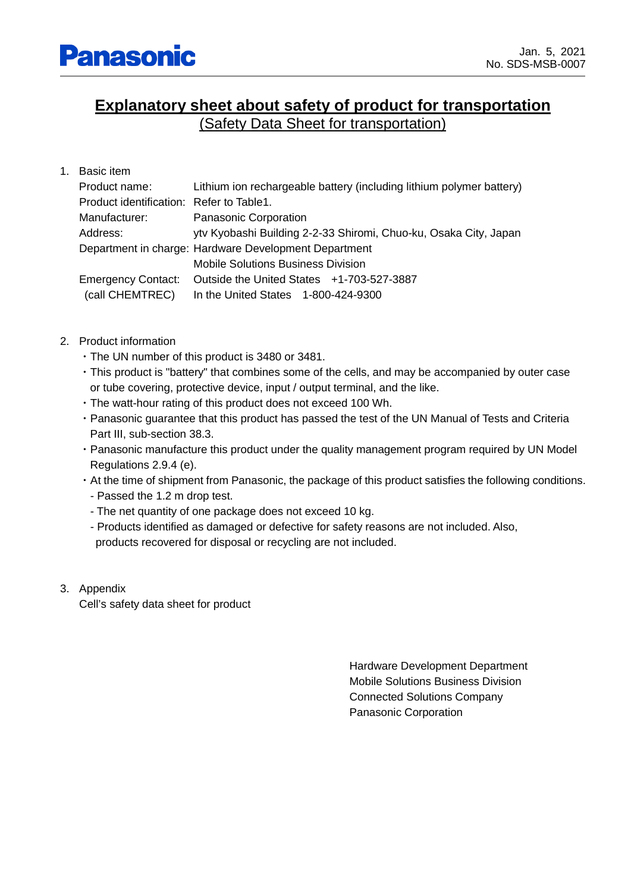Panasonic

Jan. 5, 2021
No. SDS-MSB-0007

# Explanatory sheet about safety of product for transportation

## (Safety Data Sheet for transportation)

1. Basic item

| | |
|---|---|
| Product name: | Lithium ion rechargeable battery (including lithium polymer battery) |
| Product identification: | Refer to Table1. |
| Manufacturer: | Panasonic Corporation |
| Address: | ytv Kyobashi Building 2-2-33 Shiromi, Chuo-ku, Osaka City, Japan |
| Department in charge: | Hardware Development Department<br>Mobile Solutions Business Division |
| Emergency Contact: | Outside the United States +1-703-527-3887 |
| (call CHEMTREC) | In the United States 1-800-424-9300 |

2. Product information
   - The UN number of this product is 3480 or 3481.
   - This product is "battery" that combines some of the cells, and may be accompanied by outer case or tube covering, protective device, input / output terminal, and the like.
   - The watt-hour rating of this product does not exceed 100 Wh.
   - Panasonic guarantee that this product has passed the test of the UN Manual of Tests and Criteria Part III, sub-section 38.3.
   - Panasonic manufacture this product under the quality management program required by UN Model Regulations 2.9.4 (e).
   - At the time of shipment from Panasonic, the package of this product satisfies the following conditions.
     - Passed the 1.2 m drop test.
     - The net quantity of one package does not exceed 10 kg.
     - Products identified as damaged or defective for safety reasons are not included. Also, products recovered for disposal or recycling are not included.

3. Appendix
   Cell's safety data sheet for product

Hardware Development Department
Mobile Solutions Business Division
Connected Solutions Company
Panasonic Corporation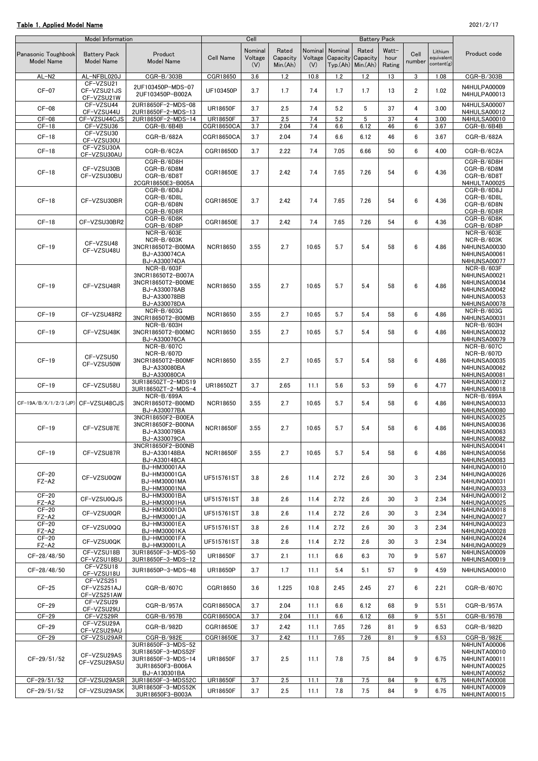**Table 1. Applied Model Name**

2021/2/17

| Model Information | | | Cell | | | Battery Pack | | | | | | Product code |
|---|---|---|---|---|---|---|---|---|---|---|---|---|
| Panasonic Toughbook Model Name | Battery Pack Model Name | Product Model Name | Cell Name | Nominal Voltage (V) | Rated Capacity Min.(Ah) | Nominal Voltage (V) | Nominal Capacity Typ.(Ah) | Rated Capacity Min.(Ah) | Watt-hour Rating | Cell number | Lithium equivalent content(g) | |
| AL-N2 | AL-NFBL020J | CGR-B/303B | CGR18650 | 3.6 | 1.2 | 10.8 | 1.2 | 1.2 | 13 | 3 | 1.08 | CGR-B/303B |
| CF-07 | CF-VZSU21<br>CF-VZSU21JS<br>CF-VZSU21W | 2UF103450P-MDS-07<br>2UF103450P-B002A | UF103450P | 3.7 | 1.7 | 7.4 | 1.7 | 1.7 | 13 | 2 | 1.02 | N4HULPA00009<br>N4HULPA00013 |
| CF-08 | CF-VZSU44<br>CF-VZSU44U | 2UR18650F-2-MDS-08<br>2UR18650F-2-MDS-13 | UR18650F | 3.7 | 2.5 | 7.4 | 5.2 | 5 | 37 | 4 | 3.00 | N4HULSA00007<br>N4HULSA00012 |
| CF-08 | CF-VZSU44CJS | 2UR18650F-2-MDS-14 | UR18650F | 3.7 | 2.5 | 7.4 | 5.2 | 5 | 37 | 4 | 3.00 | N4HULSA00010 |
| CF-18 | CF-VZSU36 | CGR-B/6B4B | CGR18650CA | 3.7 | 2.04 | 7.4 | 6.6 | 6.12 | 46 | 6 | 3.67 | CGR-B/6B4B |
| CF-18 | CF-VZSU30<br>CF-VZSU30U | CGR-B/682A | CGR18650CA | 3.7 | 2.04 | 7.4 | 6.6 | 6.12 | 46 | 6 | 3.67 | CGR-B/682A |
| CF-18 | CF-VZSU30A<br>CF-VZSU30AU | CGR-B/6C2A | CGR18650D | 3.7 | 2.22 | 7.4 | 7.05 | 6.66 | 50 | 6 | 4.00 | CGR-B/6C2A |
| CF-18 | CF-VZSU30B<br>CF-VZSU30BU | CGR-B/6D8H<br>CGR-B/6D8M<br>CGR-B/6D8T<br>2CGR18650E3-B005A | CGR18650E | 3.7 | 2.42 | 7.4 | 7.65 | 7.26 | 54 | 6 | 4.36 | CGR-B/6D8H<br>CGR-B/6D8M<br>CGR-B/6D8T<br>N4HULTA00025 |
| CF-18 | CF-VZSU30BR | CGR-B/6D8J<br>CGR-B/6D8L<br>CGR-B/6D8N<br>CGR-B/6D8R | CGR18650E | 3.7 | 2.42 | 7.4 | 7.65 | 7.26 | 54 | 6 | 4.36 | CGR-B/6D8J<br>CGR-B/6D8L<br>CGR-B/6D8N<br>CGR-B/6D8R |
| CF-18 | CF-VZSU30BR2 | CGR-B/6D8K<br>CGR-B/6D8P | CGR18650E | 3.7 | 2.42 | 7.4 | 7.65 | 7.26 | 54 | 6 | 4.36 | CGR-B/6D8K<br>CGR-B/6D8P |
| CF-19 | CF-VZSU48<br>CF-VZSU48U | NCR-B/603E<br>NCR-B/603K<br>3NCR18650T2-B00MA<br>BJ-A330074CA<br>BJ-A330074DA | NCR18650 | 3.55 | 2.7 | 10.65 | 5.7 | 5.4 | 58 | 6 | 4.86 | NCR-B/603E<br>NCR-B/603K<br>N4HUNSA00030<br>N4HUNSA00061<br>N4HUNSA00077 |
| CF-19 | CF-VZSU48R | NCR-B/603F<br>3NCR18650T2-B007A<br>3NCR18650T2-B00ME<br>BJ-A330078AB<br>BJ-A330078BB<br>BJ-A330078DA | NCR18650 | 3.55 | 2.7 | 10.65 | 5.7 | 5.4 | 58 | 6 | 4.86 | NCR-B/603F<br>N4HUNSA00021<br>N4HUNSA00034<br>N4HUNSA00042<br>N4HUNSA00053<br>N4HUNSA00078 |
| CF-19 | CF-VZSU48R2 | NCR-B/603G<br>3NCR18650T2-B00MB | NCR18650 | 3.55 | 2.7 | 10.65 | 5.7 | 5.4 | 58 | 6 | 4.86 | NCR-B/603G<br>N4HUNSA00031 |
| CF-19 | CF-VZSU48K | NCR-B/603H<br>3NCR18650T2-B00MC<br>BJ-A330076CA | NCR18650 | 3.55 | 2.7 | 10.65 | 5.7 | 5.4 | 58 | 6 | 4.86 | NCR-B/603H<br>N4HUNSA00032<br>N4HUNSA00079 |
| CF-19 | CF-VZSU50<br>CF-VZSU50W | NCR-B/607C<br>NCR-B/607D<br>3NCR18650T2-B00MF<br>BJ-A330080BA<br>BJ-A330080CA | NCR18650 | 3.55 | 2.7 | 10.65 | 5.7 | 5.4 | 58 | 6 | 4.86 | NCR-B/607C<br>NCR-B/607D<br>N4HUNSA00035<br>N4HUNSA00062<br>N4HUNSA00081 |
| CF-19 | CF-VZSU58U | 3UR18650ZT-2-MDS19<br>3UR18650ZT-2-MDS-4 | UR18650ZT | 3.7 | 2.65 | 11.1 | 5.6 | 5.3 | 59 | 6 | 4.77 | N4HUNSA00012<br>N4HUNSA00018 |
| CF-19A/B/X/1/2/3 (JP) | CF-VZSU48CJS | NCR-B/699A<br>3NCR18650T2-B00MD<br>BJ-A330077BA | NCR18650 | 3.55 | 2.7 | 10.65 | 5.7 | 5.4 | 58 | 6 | 4.86 | NCR-B/699A<br>N4HUNSA00033<br>N4HUNSA00080 |
| CF-19 | CF-VZSU87E | 3NCR18650F2-B00EA<br>3NCR18650F2-B00NA<br>BJ-A330079BA<br>BJ-A330079CA | NCR18650F | 3.55 | 2.7 | 10.65 | 5.7 | 5.4 | 58 | 6 | 4.86 | N4HUNSA00025<br>N4HUNSA00036<br>N4HUNSA00063<br>N4HUNSA00082 |
| CF-19 | CF-VZSU87R | 3NCR18650F2-B00NB<br>BJ-A330148BA<br>BJ-A330148CA | NCR18650F | 3.55 | 2.7 | 10.65 | 5.7 | 5.4 | 58 | 6 | 4.86 | N4HUNSA00041<br>N4HUNSA00056<br>N4HUNSA00083 |
| CF-20<br>FZ-A2 | CF-VZSU0QW | BJ-HM30001AA<br>BJ-HM30001GA<br>BJ-HM30001MA<br>BJ-HM30001NA | UF515761ST | 3.8 | 2.6 | 11.4 | 2.72 | 2.6 | 30 | 3 | 2.34 | N4HUNQA00010<br>N4HUNQA00026<br>N4HUNQA00031<br>N4HUNQA00033 |
| CF-20<br>FZ-A2 | CF-VZSU0QJS | BJ-HM30001BA<br>BJ-HM30001HA | UF515761ST | 3.8 | 2.6 | 11.4 | 2.72 | 2.6 | 30 | 3 | 2.34 | N4HUNQA00012<br>N4HUNQA00025 |
| CF-20<br>FZ-A2 | CF-VZSU0QR | BJ-HM30001DA<br>BJ-HM30001JA | UF515761ST | 3.8 | 2.6 | 11.4 | 2.72 | 2.6 | 30 | 3 | 2.34 | N4HUNQA00018<br>N4HUNQA00027 |
| CF-20<br>FZ-A2 | CF-VZSU0QQ | BJ-HM30001EA<br>BJ-HM30001KA | UF515761ST | 3.8 | 2.6 | 11.4 | 2.72 | 2.6 | 30 | 3 | 2.34 | N4HUNQA00023<br>N4HUNQA00028 |
| CF-20<br>FZ-A2 | CF-VZSU0QK | BJ-HM30001FA<br>BJ-HM30001LA | UF515761ST | 3.8 | 2.6 | 11.4 | 2.72 | 2.6 | 30 | 3 | 2.34 | N4HUNQA00024<br>N4HUNQA00029 |
| CF-28/48/50 | CF-VZSU18B<br>CF-VZSU18BU | 3UR18650F-3-MDS-50<br>3UR18650F-3-MDS-12 | UR18650F | 3.7 | 2.1 | 11.1 | 6.6 | 6.3 | 70 | 9 | 5.67 | N4HUNSA00009<br>N4HUNSA00019 |
| CF-28/48/50 | CF-VZSU18<br>CF-VZSU18U | 3UR18650P-3-MDS-48 | UR18650P | 3.7 | 1.7 | 11.1 | 5.4 | 5.1 | 57 | 9 | 4.59 | N4HUNSA00010 |
| CF-25 | CF-VZS251<br>CF-VZS251AJ<br>CF-VZS251AW | CGR-B/607C | CGR18650 | 3.6 | 1.225 | 10.8 | 2.45 | 2.45 | 27 | 6 | 2.21 | CGR-B/607C |
| CF-29 | CF-VZSU29<br>CF-VZSU29U | CGR-B/957A | CGR18650CA | 3.7 | 2.04 | 11.1 | 6.6 | 6.12 | 68 | 9 | 5.51 | CGR-B/957A |
| CF-29 | CF-VZS29R | CGR-B/957B | CGR18650CA | 3.7 | 2.04 | 11.1 | 6.6 | 6.12 | 68 | 9 | 5.51 | CGR-B/957B |
| CF-29 | CF-VZSU29A<br>CF-VZSU29AU | CGR-B/982D | CGR18650E | 3.7 | 2.42 | 11.1 | 7.65 | 7.26 | 81 | 9 | 6.53 | CGR-B/982D |
| CF-29 | CF-VZSU29AR | CGR-B/982E | CGR18650E | 3.7 | 2.42 | 11.1 | 7.65 | 7.26 | 81 | 9 | 6.53 | CGR-B/982E |
| CF-29/51/52 | CF-VZSU29AS<br>CF-VZSU29ASU | 3UR18650F-3-MDS-52<br>3UR18650F-3-MDS52F<br>3UR18650F-3-MDS-14<br>3UR18650F3-B006A<br>BJ-A130301BA | UR18650F | 3.7 | 2.5 | 11.1 | 7.8 | 7.5 | 84 | 9 | 6.75 | N4HUNTA00006<br>N4HUNTA00010<br>N4HUNTA00011<br>N4HUNTA00025<br>N4HUNTA00052 |
| CF-29/51/52 | CF-VZSU29ASR | 3UR18650F-3-MDS52C | UR18650F | 3.7 | 2.5 | 11.1 | 7.8 | 7.5 | 84 | 9 | 6.75 | N4HUNTA00008 |
| CF-29/51/52 | CF-VZSU29ASK | 3UR18650F-3-MDS52K<br>3UR18650F3-B003A | UR18650F | 3.7 | 2.5 | 11.1 | 7.8 | 7.5 | 84 | 9 | 6.75 | N4HUNTA00009<br>N4HUNTA00015 |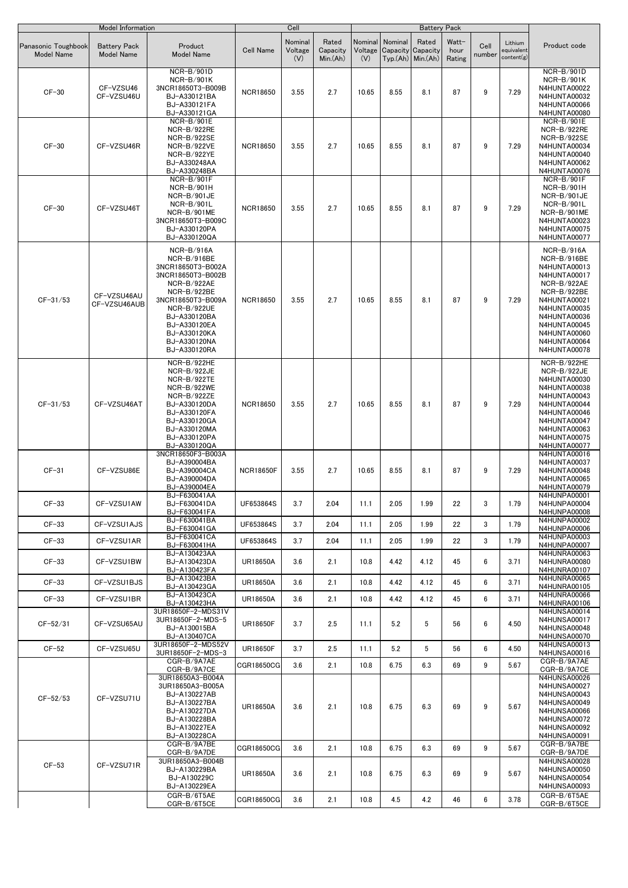| Model Information | | | Cell | | | Battery Pack | | | | | | |
|---|---|---|---|---|---|---|---|---|---|---|---|---|
| Panasonic Toughbook Model Name | Battery Pack Model Name | Product Model Name | Cell Name | Nominal Voltage (V) | Rated Capacity Min.(Ah) | Nominal Voltage (V) | Nominal Capacity Typ.(Ah) | Rated Capacity Min.(Ah) | Watt-hour Rating | Cell number | Lithium equivalent content(g) | Product code |
| CF-30 | CF-VZSU46<br>CF-VZSU46U | NCR-B/901D<br>NCR-B/901K<br>3NCR18650T3-B009B<br>BJ-A330121BA<br>BJ-A330121FA<br>BJ-A330121GA | NCR18650 | 3.55 | 2.7 | 10.65 | 8.55 | 8.1 | 87 | 9 | 7.29 | NCR-B/901D<br>NCR-B/901K<br>N4HUNTA00022<br>N4HUNTA00032<br>N4HUNTA00066<br>N4HUNTA00080 |
| CF-30 | CF-VZSU46R | NCR-B/901E<br>NCR-B/922RE<br>NCR-B/922SE<br>NCR-B/922VE<br>NCR-B/922YE<br>BJ-A330248AA<br>BJ-A330248BA | NCR18650 | 3.55 | 2.7 | 10.65 | 8.55 | 8.1 | 87 | 9 | 7.29 | NCR-B/901E<br>NCR-B/922RE<br>NCR-B/922SE<br>N4HUNTA00034<br>N4HUNTA00040<br>N4HUNTA00062<br>N4HUNTA00076 |
| CF-30 | CF-VZSU46T | NCR-B/901F<br>NCR-B/901H<br>NCR-B/901JE<br>NCR-B/901L<br>NCR-B/901ME<br>3NCR18650T3-B009C<br>BJ-A330120PA<br>BJ-A330120QA | NCR18650 | 3.55 | 2.7 | 10.65 | 8.55 | 8.1 | 87 | 9 | 7.29 | NCR-B/901F<br>NCR-B/901H<br>NCR-B/901JE<br>NCR-B/901L<br>NCR-B/901ME<br>N4HUNTA00023<br>N4HUNTA00075<br>N4HUNTA00077 |
| CF-31/53 | CF-VZSU46AU<br>CF-VZSU46AUB | NCR-B/916A<br>NCR-B/916BE<br>3NCR18650T3-B002A<br>3NCR18650T3-B002B<br>NCR-B/922AE<br>NCR-B/922BE<br>3NCR18650T3-B009A<br>NCR-B/922UE<br>BJ-A330120BA<br>BJ-A330120EA<br>BJ-A330120KA<br>BJ-A330120NA<br>BJ-A330120RA | NCR18650 | 3.55 | 2.7 | 10.65 | 8.55 | 8.1 | 87 | 9 | 7.29 | NCR-B/916A<br>NCR-B/916BE<br>N4HUNTA00013<br>N4HUNTA00017<br>NCR-B/922AE<br>NCR-B/922BE<br>N4HUNTA00021<br>N4HUNTA00035<br>N4HUNTA00036<br>N4HUNTA00045<br>N4HUNTA00060<br>N4HUNTA00064<br>N4HUNTA00078 |
| CF-31/53 | CF-VZSU46AT | NCR-B/922HE<br>NCR-B/922JE<br>NCR-B/922TE<br>NCR-B/922WE<br>NCR-B/922ZE<br>BJ-A330120DA<br>BJ-A330120FA<br>BJ-A330120GA<br>BJ-A330120MA<br>BJ-A330120PA<br>BJ-A330120QA | NCR18650 | 3.55 | 2.7 | 10.65 | 8.55 | 8.1 | 87 | 9 | 7.29 | NCR-B/922HE<br>NCR-B/922JE<br>N4HUNTA00030<br>N4HUNTA00038<br>N4HUNTA00043<br>N4HUNTA00044<br>N4HUNTA00046<br>N4HUNTA00047<br>N4HUNTA00063<br>N4HUNTA00075<br>N4HUNTA00077 |
| CF-31 | CF-VZSU86E | 3NCR18650F3-B003A<br>BJ-A390004BA<br>BJ-A390004CA<br>BJ-A390004DA<br>BJ-A390004EA | NCR18650F | 3.55 | 2.7 | 10.65 | 8.55 | 8.1 | 87 | 9 | 7.29 | N4HUNTA00016<br>N4HUNTA00037<br>N4HUNTA00048<br>N4HUNTA00065<br>N4HUNTA00079 |
| CF-33 | CF-VZSU1AW | BJ-F630041AA<br>BJ-F630041DA<br>BJ-F630041FA | UF653864S | 3.7 | 2.04 | 11.1 | 2.05 | 1.99 | 22 | 3 | 1.79 | N4HUNPA00001<br>N4HUNPA00004<br>N4HUNPA00008 |
| CF-33 | CF-VZSU1AJS | BJ-F630041BA<br>BJ-F630041GA | UF653864S | 3.7 | 2.04 | 11.1 | 2.05 | 1.99 | 22 | 3 | 1.79 | N4HUNPA00002<br>N4HUNPA00006 |
| CF-33 | CF-VZSU1AR | BJ-F630041CA<br>BJ-F630041HA | UF653864S | 3.7 | 2.04 | 11.1 | 2.05 | 1.99 | 22 | 3 | 1.79 | N4HUNPA00003<br>N4HUNPA00007 |
| CF-33 | CF-VZSU1BW | BJ-A130423AA<br>BJ-A130423DA<br>BJ-A130423FA | UR18650A | 3.6 | 2.1 | 10.8 | 4.42 | 4.12 | 45 | 6 | 3.71 | N4HUNRA00063<br>N4HUNRA00080<br>N4HUNRA00107 |
| CF-33 | CF-VZSU1BJS | BJ-A130423BA<br>BJ-A130423GA | UR18650A | 3.6 | 2.1 | 10.8 | 4.42 | 4.12 | 45 | 6 | 3.71 | N4HUNRA00065<br>N4HUNRA00105 |
| CF-33 | CF-VZSU1BR | BJ-A130423CA<br>BJ-A130423HA | UR18650A | 3.6 | 2.1 | 10.8 | 4.42 | 4.12 | 45 | 6 | 3.71 | N4HUNRA00066<br>N4HUNRA00106 |
| CF-52/31 | CF-VZSU65AU | 3UR18650F-2-MDS31V<br>3UR18650F-2-MDS-5<br>BJ-A130015BA<br>BJ-A130407CA | UR18650F | 3.7 | 2.5 | 11.1 | 5.2 | 5 | 56 | 6 | 4.50 | N4HUNSA00014<br>N4HUNSA00017<br>N4HUNSA00048<br>N4HUNSA00070 |
| CF-52 | CF-VZSU65U | 3UR18650F-2-MDS52V<br>3UR18650F-2-MDS-3 | UR18650F | 3.7 | 2.5 | 11.1 | 5.2 | 5 | 56 | 6 | 4.50 | N4HUNSA00013<br>N4HUNSA00016 |
| CF-52/53 | CF-VZSU71U | CGR-B/9A7AE<br>CGR-B/9A7CE | CGR18650CG | 3.6 | 2.1 | 10.8 | 6.75 | 6.3 | 69 | 9 | 5.67 | CGR-B/9A7AE<br>CGR-B/9A7CE |
| | | 3UR18650A3-B004A<br>3UR18650A3-B005A<br>BJ-A130227AB<br>BJ-A130227BA<br>BJ-A130227DA<br>BJ-A130228BA<br>BJ-A130227EA<br>BJ-A130228CA | UR18650A | 3.6 | 2.1 | 10.8 | 6.75 | 6.3 | 69 | 9 | 5.67 | N4HUNSA00026<br>N4HUNSA00027<br>N4HUNSA00043<br>N4HUNSA00049<br>N4HUNSA00066<br>N4HUNSA00072<br>N4HUNSA00092<br>N4HUNSA00091 |
| CF-53 | CF-VZSU71R | CGR-B/9A7BE<br>CGR-B/9A7DE | CGR18650CG | 3.6 | 2.1 | 10.8 | 6.75 | 6.3 | 69 | 9 | 5.67 | CGR-B/9A7BE<br>CGR-B/9A7DE |
| | | 3UR18650A3-B004B<br>BJ-A130229BA<br>BJ-A130229C<br>BJ-A130229EA | UR18650A | 3.6 | 2.1 | 10.8 | 6.75 | 6.3 | 69 | 9 | 5.67 | N4HUNSA00028<br>N4HUNSA00050<br>N4HUNSA00054<br>N4HUNSA00093 |
| | | CGR-B/6T5AE<br>CGR-B/6T5CE | CGR18650CG | 3.6 | 2.1 | 10.8 | 4.5 | 4.2 | 46 | 6 | 3.78 | CGR-B/6T5AE<br>CGR-B/6T5CE |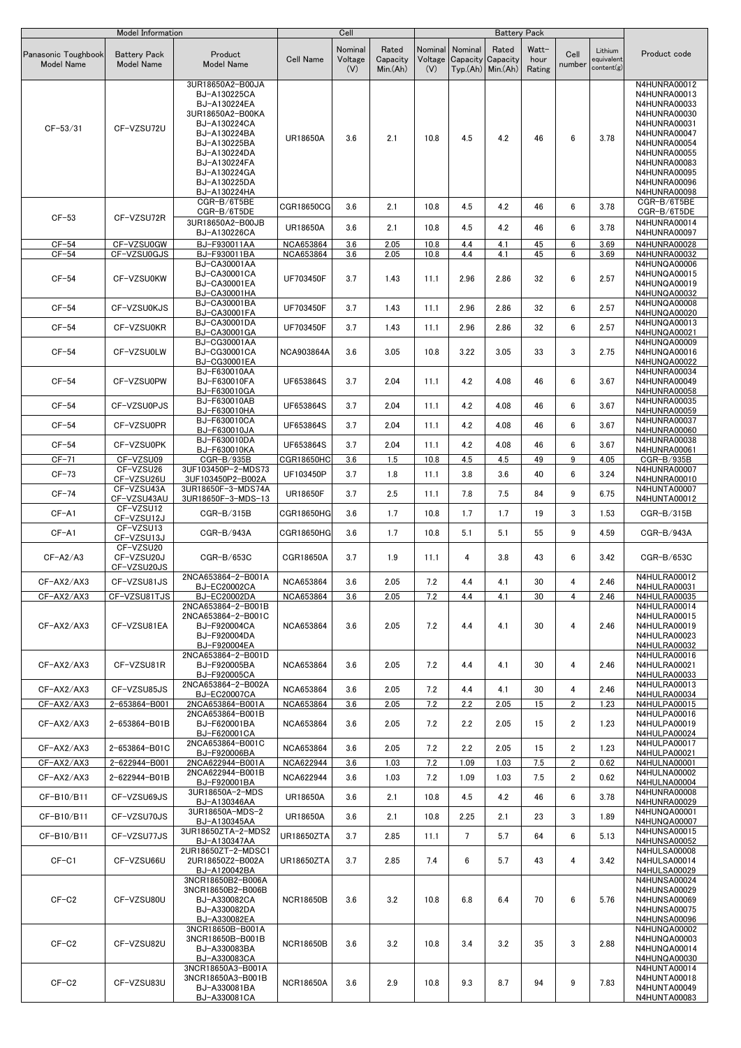| Model Information | | | Cell | | | Battery Pack | | | | | | Product code |
|---|---|---|---|---|---|---|---|---|---|---|---|---|
| Panasonic Toughbook Model Name | Battery Pack Model Name | Product Model Name | Cell Name | Nominal Voltage (V) | Rated Capacity Min.(Ah) | Nominal Voltage (V) | Nominal Capacity Typ.(Ah) | Rated Capacity Min.(Ah) | Watt-hour Rating | Cell number | Lithium equivalent content(g) | |
| CF-53/31 | CF-VZSU72U | 3UR18650A2-B00JA BJ-A130225CA BJ-A130224EA 3UR18650A2-B00KA BJ-A130224CA BJ-A130224BA BJ-A130225BA BJ-A130224DA BJ-A130224FA BJ-A130224GA BJ-A130225DA BJ-A130224HA | UR18650A | 3.6 | 2.1 | 10.8 | 4.5 | 4.2 | 46 | 6 | 3.78 | N4HUNRA00012 N4HUNRA00013 N4HUNRA00033 N4HUNRA00030 N4HUNRA00031 N4HUNRA00047 N4HUNRA00054 N4HUNRA00055 N4HUNRA00083 N4HUNRA00095 N4HUNRA00096 N4HUNRA00098 |
| CF-53 | CF-VZSU72R | CGR-B/6T5BE CGR-B/6T5DE | CGR18650CG | 3.6 | 2.1 | 10.8 | 4.5 | 4.2 | 46 | 6 | 3.78 | CGR-B/6T5BE CGR-B/6T5DE |
| | | 3UR18650A2-B00JB BJ-A130226CA | UR18650A | 3.6 | 2.1 | 10.8 | 4.5 | 4.2 | 46 | 6 | 3.78 | N4HUNRA00014 N4HUNRA00097 |
| CF-54 | CF-VZSU0GW | BJ-F930011AA | NCA653864 | 3.6 | 2.05 | 10.8 | 4.4 | 4.1 | 45 | 6 | 3.69 | N4HUNRA00028 |
| CF-54 | CF-VZSU0GJS | BJ-F930011BA | NCA653864 | 3.6 | 2.05 | 10.8 | 4.4 | 4.1 | 45 | 6 | 3.69 | N4HUNRA00032 |
| CF-54 | CF-VZSU0KW | BJ-CA30001AA BJ-CA30001CA BJ-CA30001EA BJ-CA30001HA | UF703450F | 3.7 | 1.43 | 11.1 | 2.96 | 2.86 | 32 | 6 | 2.57 | N4HUNQA00006 N4HUNQA00015 N4HUNQA00019 N4HUNQA00032 |
| CF-54 | CF-VZSU0KJS | BJ-CA30001BA BJ-CA30001FA | UF703450F | 3.7 | 1.43 | 11.1 | 2.96 | 2.86 | 32 | 6 | 2.57 | N4HUNQA00008 N4HUNQA00020 |
| CF-54 | CF-VZSU0KR | BJ-CA30001DA BJ-CA30001GA | UF703450F | 3.7 | 1.43 | 11.1 | 2.96 | 2.86 | 32 | 6 | 2.57 | N4HUNQA00013 N4HUNQA00021 |
| CF-54 | CF-VZSU0LW | BJ-CG30001AA BJ-CG30001CA BJ-CG30001EA | NCA903864A | 3.6 | 3.05 | 10.8 | 3.22 | 3.05 | 33 | 3 | 2.75 | N4HUNQA00009 N4HUNQA00016 N4HUNQA00022 |
| CF-54 | CF-VZSU0PW | BJ-F630010AA BJ-F630010FA BJ-F630010GA | UF653864S | 3.7 | 2.04 | 11.1 | 4.2 | 4.08 | 46 | 6 | 3.67 | N4HUNRA00034 N4HUNRA00049 N4HUNRA00058 |
| CF-54 | CF-VZSU0PJS | BJ-F630010AB BJ-F630010HA | UF653864S | 3.7 | 2.04 | 11.1 | 4.2 | 4.08 | 46 | 6 | 3.67 | N4HUNRA00035 N4HUNRA00059 |
| CF-54 | CF-VZSU0PR | BJ-F630010CA BJ-F630010JA | UF653864S | 3.7 | 2.04 | 11.1 | 4.2 | 4.08 | 46 | 6 | 3.67 | N4HUNRA00037 N4HUNRA00060 |
| CF-54 | CF-VZSU0PK | BJ-F630010DA BJ-F630010KA | UF653864S | 3.7 | 2.04 | 11.1 | 4.2 | 4.08 | 46 | 6 | 3.67 | N4HUNRA00038 N4HUNRA00061 |
| CF-71 | CF-VZSU09 | CGR-B/935B | CGR18650HC | 3.6 | 1.5 | 10.8 | 4.5 | 4.5 | 49 | 9 | 4.05 | CGR-B/935B |
| CF-73 | CF-VZSU26 CF-VZSU26U | 3UF103450P-2-MDS73 3UF103450P2-B002A | UF103450P | 3.7 | 1.8 | 11.1 | 3.8 | 3.6 | 40 | 6 | 3.24 | N4HUNRA00007 N4HUNRA00010 |
| CF-74 | CF-VZSU43A CF-VZSU43AU | 3UR18650F-3-MDS74A 3UR18650F-3-MDS-13 | UR18650F | 3.7 | 2.5 | 11.1 | 7.8 | 7.5 | 84 | 9 | 6.75 | N4HUNTA00007 N4HUNTA00012 |
| CF-A1 | CF-VZSU12 CF-VZSU12J | CGR-B/315B | CGR18650HG | 3.6 | 1.7 | 10.8 | 1.7 | 1.7 | 19 | 3 | 1.53 | CGR-B/315B |
| CF-A1 | CF-VZSU13 CF-VZSU13J | CGR-B/943A | CGR18650HG | 3.6 | 1.7 | 10.8 | 5.1 | 5.1 | 55 | 9 | 4.59 | CGR-B/943A |
| CF-A2/A3 | CF-VZSU20 CF-VZSU20J CF-VZSU20JS | CGR-B/653C | CGR18650A | 3.7 | 1.9 | 11.1 | 4 | 3.8 | 43 | 6 | 3.42 | CGR-B/653C |
| CF-AX2/AX3 | CF-VZSU81JS | 2NCA653864-2-B001A BJ-EC20002CA | NCA653864 | 3.6 | 2.05 | 7.2 | 4.4 | 4.1 | 30 | 4 | 2.46 | N4HULRA00012 N4HULRA00031 |
| CF-AX2/AX3 | CF-VZSU81TJS | BJ-EC20002DA | NCA653864 | 3.6 | 2.05 | 7.2 | 4.4 | 4.1 | 30 | 4 | 2.46 | N4HULRA00035 |
| CF-AX2/AX3 | CF-VZSU81EA | 2NCA653864-2-B001B 2NCA653864-2-B001C BJ-F920004CA BJ-F920004DA BJ-F920004EA | NCA653864 | 3.6 | 2.05 | 7.2 | 4.4 | 4.1 | 30 | 4 | 2.46 | N4HULRA00014 N4HULRA00015 N4HULRA00019 N4HULRA00023 N4HULRA00032 |
| CF-AX2/AX3 | CF-VZSU81R | 2NCA653864-2-B001D BJ-F920005BA BJ-F920005CA | NCA653864 | 3.6 | 2.05 | 7.2 | 4.4 | 4.1 | 30 | 4 | 2.46 | N4HULRA00016 N4HULRA00021 N4HULRA00033 |
| CF-AX2/AX3 | CF-VZSU85JS | 2NCA653864-2-B002A BJ-EC20007CA | NCA653864 | 3.6 | 2.05 | 7.2 | 4.4 | 4.1 | 30 | 4 | 2.46 | N4HULRA00013 N4HULRA00034 |
| CF-AX2/AX3 | 2-653864-B001 | 2NCA653864-B001A | NCA653864 | 3.6 | 2.05 | 7.2 | 2.2 | 2.05 | 15 | 2 | 1.23 | N4HULPA00015 |
| CF-AX2/AX3 | 2-653864-B01B | 2NCA653864-B001B BJ-F620001BA BJ-F620001CA | NCA653864 | 3.6 | 2.05 | 7.2 | 2.2 | 2.05 | 15 | 2 | 1.23 | N4HULPA00016 N4HULPA00019 N4HULPA00024 |
| CF-AX2/AX3 | 2-653864-B01C | 2NCA653864-B001C BJ-F920006BA | NCA653864 | 3.6 | 2.05 | 7.2 | 2.2 | 2.05 | 15 | 2 | 1.23 | N4HULPA00017 N4HULPA00021 |
| CF-AX2/AX3 | 2-622944-B001 | 2NCA622944-B001A | NCA622944 | 3.6 | 1.03 | 7.2 | 1.09 | 1.03 | 7.5 | 2 | 0.62 | N4HULNA00001 |
| CF-AX2/AX3 | 2-622944-B01B | 2NCA622944-B001B BJ-F920001BA | NCA622944 | 3.6 | 1.03 | 7.2 | 1.09 | 1.03 | 7.5 | 2 | 0.62 | N4HULNA00002 N4HULNA00004 |
| CF-B10/B11 | CF-VZSU69JS | 3UR18650A-2-MDS BJ-A130346AA | UR18650A | 3.6 | 2.1 | 10.8 | 4.5 | 4.2 | 46 | 6 | 3.78 | N4HUNRA00008 N4HUNRA00029 |
| CF-B10/B11 | CF-VZSU70JS | 3UR18650A-MDS-2 BJ-A130345AA | UR18650A | 3.6 | 2.1 | 10.8 | 2.25 | 2.1 | 23 | 3 | 1.89 | N4HUNQA00001 N4HUNQA00007 |
| CF-B10/B11 | CF-VZSU77JS | 3UR18650ZTA-2-MDS2 BJ-A130347AA | UR18650ZTA | 3.7 | 2.85 | 11.1 | 7 | 5.7 | 64 | 6 | 5.13 | N4HUNSA00015 N4HUNSA00052 |
| CF-C1 | CF-VZSU66U | 2UR18650ZT-2-MDSC1 2UR18650Z2-B002A BJ-A120042BA | UR18650ZTA | 3.7 | 2.85 | 7.4 | 6 | 5.7 | 43 | 4 | 3.42 | N4HULSA00008 N4HULSA00014 N4HULSA00029 |
| CF-C2 | CF-VZSU80U | 3NCR18650B2-B006A 3NCR18650B2-B006B BJ-A330082CA BJ-A330082DA BJ-A330082EA | NCR18650B | 3.6 | 3.2 | 10.8 | 6.8 | 6.4 | 70 | 6 | 5.76 | N4HUNSA00024 N4HUNSA00029 N4HUNSA00069 N4HUNSA00075 N4HUNSA00096 |
| CF-C2 | CF-VZSU82U | 3NCR18650B-B001A 3NCR18650B-B001B BJ-A330083BA BJ-A330083CA | NCR18650B | 3.6 | 3.2 | 10.8 | 3.4 | 3.2 | 35 | 3 | 2.88 | N4HUNQA00002 N4HUNQA00003 N4HUNQA00014 N4HUNQA00030 |
| CF-C2 | CF-VZSU83U | 3NCR18650A3-B001A 3NCR18650A3-B001B BJ-A330081BA BJ-A330081CA | NCR18650A | 3.6 | 2.9 | 10.8 | 9.3 | 8.7 | 94 | 9 | 7.83 | N4HUNTA00014 N4HUNTA00018 N4HUNTA00049 N4HUNTA00083 |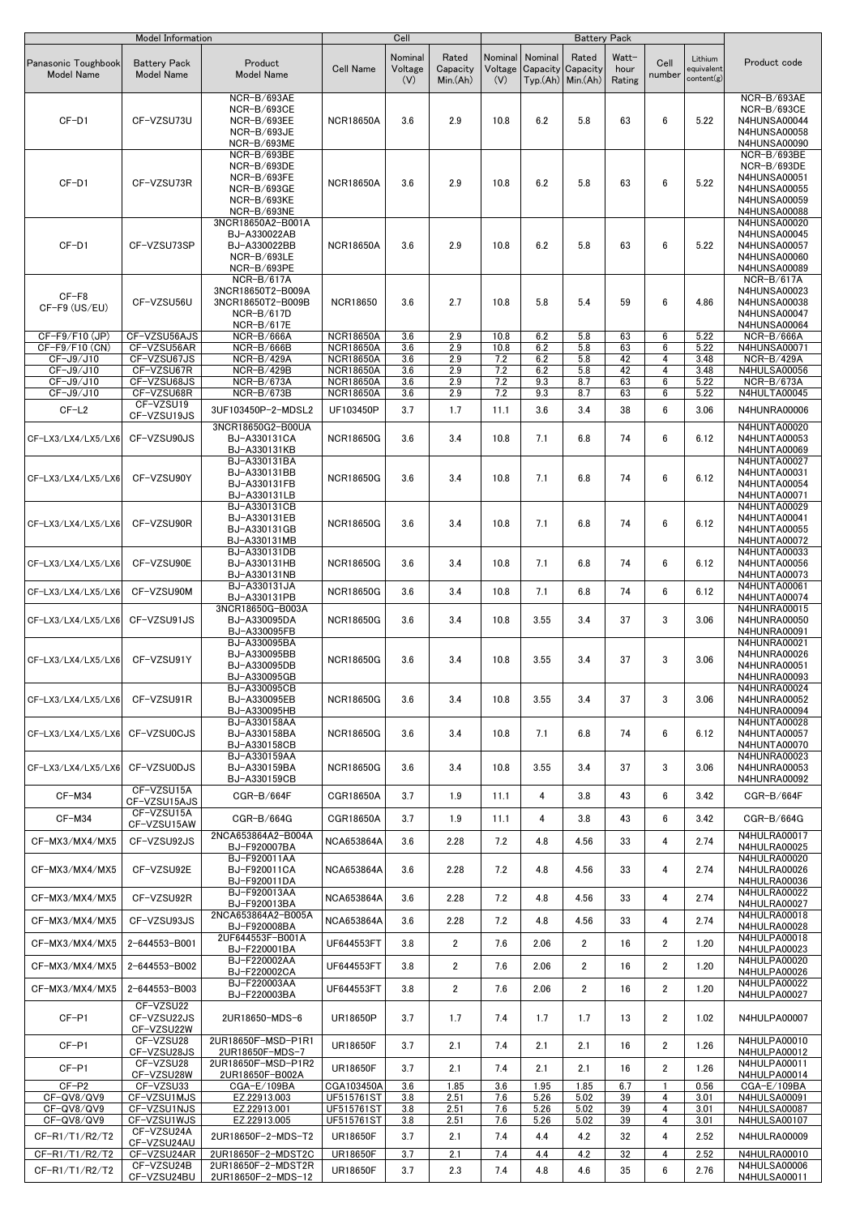| Model Information | | | Cell | | | Battery Pack | | | | | | Product code |
|---|---|---|---|---|---|---|---|---|---|---|---|---|
| Panasonic Toughbook Model Name | Battery Pack Model Name | Product Model Name | Cell Name | Nominal Voltage (V) | Rated Capacity Min.(Ah) | Nominal Voltage (V) | Nominal Capacity Typ.(Ah) | Rated Capacity Min.(Ah) | Watt-hour Rating | Cell number | Lithium equivalent content(g) | |
| CF-D1 | CF-VZSU73U | NCR-B/693AE NCR-B/693CE NCR-B/693EE NCR-B/693JE NCR-B/693ME | NCR18650A | 3.6 | 2.9 | 10.8 | 6.2 | 5.8 | 63 | 6 | 5.22 | NCR-B/693AE NCR-B/693CE N4HUNSA00044 N4HUNSA00058 N4HUNSA00090 |
| CF-D1 | CF-VZSU73R | NCR-B/693BE NCR-B/693DE NCR-B/693FE NCR-B/693GE NCR-B/693KE NCR-B/693NE | NCR18650A | 3.6 | 2.9 | 10.8 | 6.2 | 5.8 | 63 | 6 | 5.22 | NCR-B/693BE NCR-B/693DE N4HUNSA00051 N4HUNSA00055 N4HUNSA00059 N4HUNSA00088 |
| CF-D1 | CF-VZSU73SP | 3NCR18650A2-B001A BJ-A330022AB BJ-A330022BB NCR-B/693LE NCR-B/693PE | NCR18650A | 3.6 | 2.9 | 10.8 | 6.2 | 5.8 | 63 | 6 | 5.22 | N4HUNSA00020 N4HUNSA00045 N4HUNSA00057 N4HUNSA00060 N4HUNSA00089 |
| CF-F8 CF-F9 (US/EU) | CF-VZSU56U | NCR-B/617A 3NCR18650T2-B009A 3NCR18650T2-B009B NCR-B/617D NCR-B/617E | NCR18650 | 3.6 | 2.7 | 10.8 | 5.8 | 5.4 | 59 | 6 | 4.86 | NCR-B/617A N4HUNSA00023 N4HUNSA00038 N4HUNSA00047 N4HUNSA00064 |
| CF-F9/F10 (JP) | CF-VZSU56AJS | NCR-B/666A | NCR18650A | 3.6 | 2.9 | 10.8 | 6.2 | 5.8 | 63 | 6 | 5.22 | NCR-B/666A |
| CF-F9/F10 (CN) | CF-VZSU56AR | NCR-B/666B | NCR18650A | 3.6 | 2.9 | 10.8 | 6.2 | 5.8 | 63 | 6 | 5.22 | N4HUNSA00071 |
| CF-J9/J10 | CF-VZSU67JS | NCR-B/429A | NCR18650A | 3.6 | 2.9 | 7.2 | 6.2 | 5.8 | 42 | 4 | 3.48 | NCR-B/429A |
| CF-J9/J10 | CF-VZSU67R | NCR-B/429B | NCR18650A | 3.6 | 2.9 | 7.2 | 6.2 | 5.8 | 42 | 4 | 3.48 | N4HULSA00056 |
| CF-J9/J10 | CF-VZSU68JS | NCR-B/673A | NCR18650A | 3.6 | 2.9 | 7.2 | 9.3 | 8.7 | 63 | 6 | 5.22 | NCR-B/673A |
| CF-J9/J10 | CF-VZSU68R | NCR-B/673B | NCR18650A | 3.6 | 2.9 | 7.2 | 9.3 | 8.7 | 63 | 6 | 5.22 | N4HULTA00045 |
| CF-L2 | CF-VZSU19 CF-VZSU19JS | 3UF103450P-2-MDSL2 | UF103450P | 3.7 | 1.7 | 11.1 | 3.6 | 3.4 | 38 | 6 | 3.06 | N4HUNRA00006 |
| CF-LX3/LX4/LX5/LX6 | CF-VZSU90JS | 3NCR18650G2-B00UA BJ-A330131CA BJ-A330131KB | NCR18650G | 3.6 | 3.4 | 10.8 | 7.1 | 6.8 | 74 | 6 | 6.12 | N4HUNTA00020 N4HUNTA00053 N4HUNTA00069 |
| CF-LX3/LX4/LX5/LX6 | CF-VZSU90Y | BJ-A330131BA BJ-A330131BB BJ-A330131FB BJ-A330131LB | NCR18650G | 3.6 | 3.4 | 10.8 | 7.1 | 6.8 | 74 | 6 | 6.12 | N4HUNTA00027 N4HUNTA00031 N4HUNTA00054 N4HUNTA00071 |
| CF-LX3/LX4/LX5/LX6 | CF-VZSU90R | BJ-A330131CB BJ-A330131EB BJ-A330131GB BJ-A330131MB | NCR18650G | 3.6 | 3.4 | 10.8 | 7.1 | 6.8 | 74 | 6 | 6.12 | N4HUNTA00029 N4HUNTA00041 N4HUNTA00055 N4HUNTA00072 |
| CF-LX3/LX4/LX5/LX6 | CF-VZSU90E | BJ-A330131DB BJ-A330131HB BJ-A330131NB | NCR18650G | 3.6 | 3.4 | 10.8 | 7.1 | 6.8 | 74 | 6 | 6.12 | N4HUNTA00033 N4HUNTA00056 N4HUNTA00073 |
| CF-LX3/LX4/LX5/LX6 | CF-VZSU90M | BJ-A330131JA BJ-A330131PB | NCR18650G | 3.6 | 3.4 | 10.8 | 7.1 | 6.8 | 74 | 6 | 6.12 | N4HUNTA00061 N4HUNTA00074 |
| CF-LX3/LX4/LX5/LX6 | CF-VZSU91JS | 3NCR18650G-B003A BJ-A330095DA BJ-A330095FB | NCR18650G | 3.6 | 3.4 | 10.8 | 3.55 | 3.4 | 37 | 3 | 3.06 | N4HUNRA00015 N4HUNRA00050 N4HUNRA00091 |
| CF-LX3/LX4/LX5/LX6 | CF-VZSU91Y | BJ-A330095BA BJ-A330095BB BJ-A330095DB BJ-A330095GB | NCR18650G | 3.6 | 3.4 | 10.8 | 3.55 | 3.4 | 37 | 3 | 3.06 | N4HUNRA00021 N4HUNRA00026 N4HUNRA00051 N4HUNRA00093 |
| CF-LX3/LX4/LX5/LX6 | CF-VZSU91R | BJ-A330095CB BJ-A330095EB BJ-A330095HB | NCR18650G | 3.6 | 3.4 | 10.8 | 3.55 | 3.4 | 37 | 3 | 3.06 | N4HUNRA00024 N4HUNRA00052 N4HUNRA00094 |
| CF-LX3/LX4/LX5/LX6 | CF-VZSU0CJS | BJ-A330158AA BJ-A330158BA BJ-A330158CB | NCR18650G | 3.6 | 3.4 | 10.8 | 7.1 | 6.8 | 74 | 6 | 6.12 | N4HUNTA00028 N4HUNTA00057 N4HUNTA00070 |
| CF-LX3/LX4/LX5/LX6 | CF-VZSU0DJS | BJ-A330159AA BJ-A330159BA BJ-A330159CB | NCR18650G | 3.6 | 3.4 | 10.8 | 3.55 | 3.4 | 37 | 3 | 3.06 | N4HUNRA00023 N4HUNRA00053 N4HUNRA00092 |
| CF-M34 | CF-VZSU15A CF-VZSU15AJS | CGR-B/664F | CGR18650A | 3.7 | 1.9 | 11.1 | 4 | 3.8 | 43 | 6 | 3.42 | CGR-B/664F |
| CF-M34 | CF-VZSU15A CF-VZSU15AW | CGR-B/664G | CGR18650A | 3.7 | 1.9 | 11.1 | 4 | 3.8 | 43 | 6 | 3.42 | CGR-B/664G |
| CF-MX3/MX4/MX5 | CF-VZSU92JS | 2NCA653864A2-B004A BJ-F920007BA | NCA653864A | 3.6 | 2.28 | 7.2 | 4.8 | 4.56 | 33 | 4 | 2.74 | N4HULRA00017 N4HULRA00025 |
| CF-MX3/MX4/MX5 | CF-VZSU92E | BJ-F920011AA BJ-F920011CA BJ-F920011DA | NCA653864A | 3.6 | 2.28 | 7.2 | 4.8 | 4.56 | 33 | 4 | 2.74 | N4HULRA00020 N4HULRA00026 N4HULRA00036 |
| CF-MX3/MX4/MX5 | CF-VZSU92R | BJ-F920013AA BJ-F920013BA | NCA653864A | 3.6 | 2.28 | 7.2 | 4.8 | 4.56 | 33 | 4 | 2.74 | N4HULRA00022 N4HULRA00027 |
| CF-MX3/MX4/MX5 | CF-VZSU93JS | 2NCA653864A2-B005A BJ-F920008BA | NCA653864A | 3.6 | 2.28 | 7.2 | 4.8 | 4.56 | 33 | 4 | 2.74 | N4HULRA00018 N4HULRA00028 |
| CF-MX3/MX4/MX5 | 2-644553-B001 | 2UF644553F-B001A BJ-F220001BA | UF644553FT | 3.8 | 2 | 7.6 | 2.06 | 2 | 16 | 2 | 1.20 | N4HULPA00018 N4HULPA00023 |
| CF-MX3/MX4/MX5 | 2-644553-B002 | BJ-F220002AA BJ-F220002CA | UF644553FT | 3.8 | 2 | 7.6 | 2.06 | 2 | 16 | 2 | 1.20 | N4HULPA00020 N4HULPA00026 |
| CF-MX3/MX4/MX5 | 2-644553-B003 | BJ-F220003AA BJ-F220003BA | UF644553FT | 3.8 | 2 | 7.6 | 2.06 | 2 | 16 | 2 | 1.20 | N4HULPA00022 N4HULPA00027 |
| CF-P1 | CF-VZSU22 CF-VZSU22JS CF-VZSU22W | 2UR18650-MDS-6 | UR18650P | 3.7 | 1.7 | 7.4 | 1.7 | 1.7 | 13 | 2 | 1.02 | N4HULPA00007 |
| CF-P1 | CF-VZSU28 CF-VZSU28JS | 2UR18650F-MSD-P1R1 2UR18650F-MDS-7 | UR18650F | 3.7 | 2.1 | 7.4 | 2.1 | 2.1 | 16 | 2 | 1.26 | N4HULPA00010 N4HULPA00012 |
| CF-P1 | CF-VZSU28 CF-VZSU28W | 2UR18650F-MSD-P1R2 2UR18650F-B002A | UR18650F | 3.7 | 2.1 | 7.4 | 2.1 | 2.1 | 16 | 2 | 1.26 | N4HULPA00011 N4HULPA00014 |
| CF-P2 | CF-VZSU33 | CGA-E/109BA | CGA103450A | 3.6 | 1.85 | 3.6 | 1.95 | 1.85 | 6.7 | 1 | 0.56 | CGA-E/109BA |
| CF-QV8/QV9 | CF-VZSU1MJS | EZ.22913.003 | UF515761ST | 3.8 | 2.51 | 7.6 | 5.26 | 5.02 | 39 | 4 | 3.01 | N4HULSA00091 |
| CF-QV8/QV9 | CF-VZSU1NJS | EZ.22913.001 | UF515761ST | 3.8 | 2.51 | 7.6 | 5.26 | 5.02 | 39 | 4 | 3.01 | N4HULSA00087 |
| CF-QV8/QV9 | CF-VZSU1WJS | EZ.22913.005 | UF515761ST | 3.8 | 2.51 | 7.6 | 5.26 | 5.02 | 39 | 4 | 3.01 | N4HULSA00107 |
| CF-R1/T1/R2/T2 | CF-VZSU24A CF-VZSU24AU | 2UR18650F-2-MDS-T2 | UR18650F | 3.7 | 2.1 | 7.4 | 4.4 | 4.2 | 32 | 4 | 2.52 | N4HULRA00009 |
| CF-R1/T1/R2/T2 | CF-VZSU24AR | 2UR18650F-2-MDST2C | UR18650F | 3.7 | 2.1 | 7.4 | 4.4 | 4.2 | 32 | 4 | 2.52 | N4HULRA00010 |
| CF-R1/T1/R2/T2 | CF-VZSU24B CF-VZSU24BU | 2UR18650F-2-MDST2R 2UR18650F-2-MDS-12 | UR18650F | 3.7 | 2.3 | 7.4 | 4.8 | 4.6 | 35 | 6 | 2.76 | N4HULSA00006 N4HULSA00011 |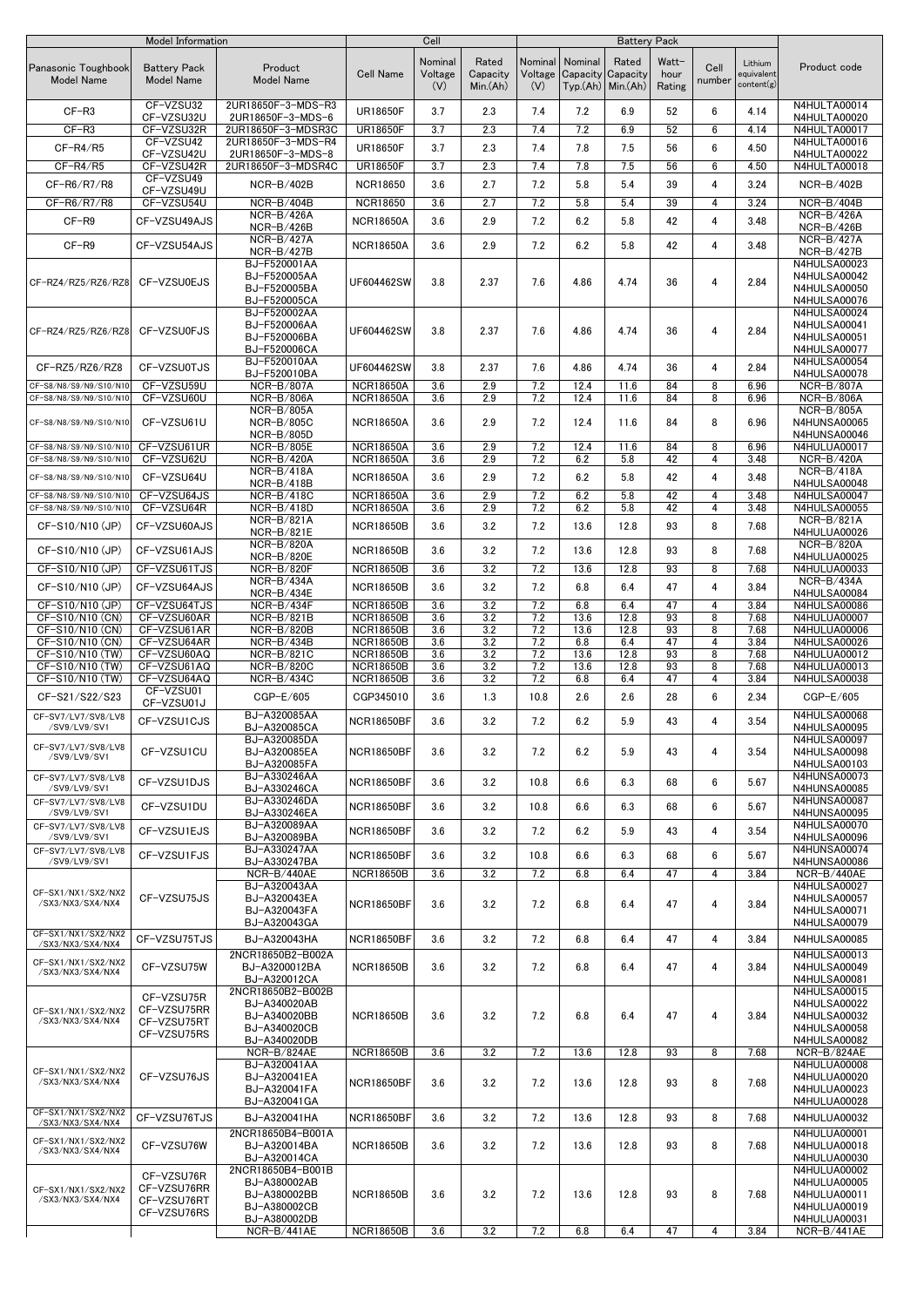| Model Information | | | Cell | | | Battery Pack | | | | | | Product code |
|---|---|---|---|---|---|---|---|---|---|---|---|---|
| Panasonic Toughbook Model Name | Battery Pack Model Name | Product Model Name | Cell Name | Nominal Voltage (V) | Rated Capacity Min.(Ah) | Nominal Voltage (V) | Nominal Capacity Typ.(Ah) | Rated Capacity Min.(Ah) | Watt-hour Rating | Cell number | Lithium equivalent content(g) | |
| CF-R3 | CF-VZSU32<br>CF-VZSU32U | 2UR18650F-3-MDS-R3<br>2UR18650F-3-MDS-6 | UR18650F | 3.7 | 2.3 | 7.4 | 7.2 | 6.9 | 52 | 6 | 4.14 | N4HULTA00014<br>N4HULTA00020 |
| CF-R3 | CF-VZSU32R | 2UR18650F-3-MDSR3C | UR18650F | 3.7 | 2.3 | 7.4 | 7.2 | 6.9 | 52 | 6 | 4.14 | N4HULTA00017 |
| CF-R4/R5 | CF-VZSU42<br>CF-VZSU42U | 2UR18650F-3-MDS-R4<br>2UR18650F-3-MDS-8 | UR18650F | 3.7 | 2.3 | 7.4 | 7.8 | 7.5 | 56 | 6 | 4.50 | N4HULTA00016<br>N4HULTA00022 |
| CF-R4/R5 | CF-VZSU42R | 2UR18650F-3-MDSR4C | UR18650F | 3.7 | 2.3 | 7.4 | 7.8 | 7.5 | 56 | 6 | 4.50 | N4HULTA00018 |
| CF-R6/R7/R8 | CF-VZSU49<br>CF-VZSU49U | NCR-B/402B | NCR18650 | 3.6 | 2.7 | 7.2 | 5.8 | 5.4 | 39 | 4 | 3.24 | NCR-B/402B |
| CF-R6/R7/R8 | CF-VZSU54U | NCR-B/404B | NCR18650 | 3.6 | 2.7 | 7.2 | 5.8 | 5.4 | 39 | 4 | 3.24 | NCR-B/404B |
| CF-R9 | CF-VZSU49AJS | NCR-B/426A<br>NCR-B/426B | NCR18650A | 3.6 | 2.9 | 7.2 | 6.2 | 5.8 | 42 | 4 | 3.48 | NCR-B/426A<br>NCR-B/426B |
| CF-R9 | CF-VZSU54AJS | NCR-B/427A<br>NCR-B/427B | NCR18650A | 3.6 | 2.9 | 7.2 | 6.2 | 5.8 | 42 | 4 | 3.48 | NCR-B/427A<br>NCR-B/427B |
| CF-RZ4/RZ5/RZ6/RZ8 | CF-VZSU0EJS | BJ-F520001AA<br>BJ-F520005AA<br>BJ-F520005BA<br>BJ-F520005CA | UF604462SW | 3.8 | 2.37 | 7.6 | 4.86 | 4.74 | 36 | 4 | 2.84 | N4HULSA00023<br>N4HULSA00042<br>N4HULSA00050<br>N4HULSA00076 |
| CF-RZ4/RZ5/RZ6/RZ8 | CF-VZSU0FJS | BJ-F520002AA<br>BJ-F520006AA<br>BJ-F520006BA<br>BJ-F520006CA | UF604462SW | 3.8 | 2.37 | 7.6 | 4.86 | 4.74 | 36 | 4 | 2.84 | N4HULSA00024<br>N4HULSA00041<br>N4HULSA00051<br>N4HULSA00077 |
| CF-RZ5/RZ6/RZ8 | CF-VZSU0TJS | BJ-F520010AA<br>BJ-F520010BA | UF604462SW | 3.8 | 2.37 | 7.6 | 4.86 | 4.74 | 36 | 4 | 2.84 | N4HULSA00054<br>N4HULSA00078 |
| CF-S8/N8/S9/N9/S10/N10 | CF-VZSU59U | NCR-B/807A | NCR18650A | 3.6 | 2.9 | 7.2 | 12.4 | 11.6 | 84 | 8 | 6.96 | NCR-B/807A |
| CF-S8/N8/S9/N9/S10/N10 | CF-VZSU60U | NCR-B/806A | NCR18650A | 3.6 | 2.9 | 7.2 | 12.4 | 11.6 | 84 | 8 | 6.96 | NCR-B/806A |
| CF-S8/N8/S9/N9/S10/N10 | CF-VZSU61U | NCR-B/805A<br>NCR-B/805C<br>NCR-B/805D | NCR18650A | 3.6 | 2.9 | 7.2 | 12.4 | 11.6 | 84 | 8 | 6.96 | NCR-B/805A<br>N4HUNSA00065<br>N4HUNSA00046 |
| CF-S8/N8/S9/N9/S10/N10 | CF-VZSU61UR | NCR-B/805E | NCR18650A | 3.6 | 2.9 | 7.2 | 12.4 | 11.6 | 84 | 8 | 6.96 | N4HULUA00017 |
| CF-S8/N8/S9/N9/S10/N10 | CF-VZSU62U | NCR-B/420A | NCR18650A | 3.6 | 2.9 | 7.2 | 6.2 | 5.8 | 42 | 4 | 3.48 | NCR-B/420A |
| CF-S8/N8/S9/N9/S10/N10 | CF-VZSU64U | NCR-B/418A<br>NCR-B/418B | NCR18650A | 3.6 | 2.9 | 7.2 | 6.2 | 5.8 | 42 | 4 | 3.48 | NCR-B/418A<br>N4HULSA00048 |
| CF-S8/N8/S9/N9/S10/N10 | CF-VZSU64JS | NCR-B/418C | NCR18650A | 3.6 | 2.9 | 7.2 | 6.2 | 5.8 | 42 | 4 | 3.48 | N4HULSA00047 |
| CF-S8/N8/S9/N9/S10/N10 | CF-VZSU64R | NCR-B/418D | NCR18650A | 3.6 | 2.9 | 7.2 | 6.2 | 5.8 | 42 | 4 | 3.48 | N4HULSA00055 |
| CF-S10/N10 (JP) | CF-VZSU60AJS | NCR-B/821A<br>NCR-B/821E | NCR18650B | 3.6 | 3.2 | 7.2 | 13.6 | 12.8 | 93 | 8 | 7.68 | NCR-B/821A<br>N4HULUA00026 |
| CF-S10/N10 (JP) | CF-VZSU61AJS | NCR-B/820A<br>NCR-B/820E | NCR18650B | 3.6 | 3.2 | 7.2 | 13.6 | 12.8 | 93 | 8 | 7.68 | NCR-B/820A<br>N4HULUA00025 |
| CF-S10/N10 (JP) | CF-VZSU61TJS | NCR-B/820F | NCR18650B | 3.6 | 3.2 | 7.2 | 13.6 | 12.8 | 93 | 8 | 7.68 | N4HULUA00033 |
| CF-S10/N10 (JP) | CF-VZSU64AJS | NCR-B/434A<br>NCR-B/434E | NCR18650B | 3.6 | 3.2 | 7.2 | 6.8 | 6.4 | 47 | 4 | 3.84 | NCR-B/434A<br>N4HULSA00084 |
| CF-S10/N10 (JP) | CF-VZSU64TJS | NCR-B/434F | NCR18650B | 3.6 | 3.2 | 7.2 | 6.8 | 6.4 | 47 | 4 | 3.84 | N4HULSA00086 |
| CF-S10/N10 (CN) | CF-VZSU60AR | NCR-B/821B | NCR18650B | 3.6 | 3.2 | 7.2 | 13.6 | 12.8 | 93 | 8 | 7.68 | N4HULUA00007 |
| CF-S10/N10 (CN) | CF-VZSU61AR | NCR-B/820B | NCR18650B | 3.6 | 3.2 | 7.2 | 13.6 | 12.8 | 93 | 8 | 7.68 | N4HULUA00006 |
| CF-S10/N10 (CN) | CF-VZSU64AR | NCR-B/434B | NCR18650B | 3.6 | 3.2 | 7.2 | 6.8 | 6.4 | 47 | 4 | 3.84 | N4HULSA00026 |
| CF-S10/N10 (TW) | CF-VZSU60AQ | NCR-B/821C | NCR18650B | 3.6 | 3.2 | 7.2 | 13.6 | 12.8 | 93 | 8 | 7.68 | N4HULUA00012 |
| CF-S10/N10 (TW) | CF-VZSU61AQ | NCR-B/820C | NCR18650B | 3.6 | 3.2 | 7.2 | 13.6 | 12.8 | 93 | 8 | 7.68 | N4HULUA00013 |
| CF-S10/N10 (TW) | CF-VZSU64AQ | NCR-B/434C | NCR18650B | 3.6 | 3.2 | 7.2 | 6.8 | 6.4 | 47 | 4 | 3.84 | N4HULSA00038 |
| CF-S21/S22/S23 | CF-VZSU01<br>CF-VZSU01J | CGP-E/605 | CGP345010 | 3.6 | 1.3 | 10.8 | 2.6 | 2.6 | 28 | 6 | 2.34 | CGP-E/605 |
| CF-SV7/LV7/SV8/LV8<br>/SV9/LV9/SV1 | CF-VZSU1CJS | BJ-A320085AA<br>BJ-A320085CA | NCR18650BF | 3.6 | 3.2 | 7.2 | 6.2 | 5.9 | 43 | 4 | 3.54 | N4HULSA00068<br>N4HULSA00095 |
| CF-SV7/LV7/SV8/LV8<br>/SV9/LV9/SV1 | CF-VZSU1CU | BJ-A320085DA<br>BJ-A320085EA<br>BJ-A320085FA | NCR18650BF | 3.6 | 3.2 | 7.2 | 6.2 | 5.9 | 43 | 4 | 3.54 | N4HULSA00097<br>N4HULSA00098<br>N4HULSA00103 |
| CF-SV7/LV7/SV8/LV8<br>/SV9/LV9/SV1 | CF-VZSU1DJS | BJ-A330246AA<br>BJ-A330246CA | NCR18650BF | 3.6 | 3.2 | 10.8 | 6.6 | 6.3 | 68 | 6 | 5.67 | N4HUNSA00073<br>N4HUNSA00085 |
| CF-SV7/LV7/SV8/LV8<br>/SV9/LV9/SV1 | CF-VZSU1DU | BJ-A330246DA<br>BJ-A330246EA | NCR18650BF | 3.6 | 3.2 | 10.8 | 6.6 | 6.3 | 68 | 6 | 5.67 | N4HUNSA00087<br>N4HUNSA00095 |
| CF-SV7/LV7/SV8/LV8<br>/SV9/LV9/SV1 | CF-VZSU1EJS | BJ-A320089AA<br>BJ-A320089BA | NCR18650BF | 3.6 | 3.2 | 7.2 | 6.2 | 5.9 | 43 | 4 | 3.54 | N4HULSA00070<br>N4HULSA00096 |
| CF-SV7/LV7/SV8/LV8<br>/SV9/LV9/SV1 | CF-VZSU1FJS | BJ-A330247AA<br>BJ-A330247BA | NCR18650BF | 3.6 | 3.2 | 10.8 | 6.6 | 6.3 | 68 | 6 | 5.67 | N4HUNSA00074<br>N4HUNSA00086 |
| CF-SX1/NX1/SX2/NX2<br>/SX3/NX3/SX4/NX4 | CF-VZSU75JS | NCR-B/440AE | NCR18650B | 3.6 | 3.2 | 7.2 | 6.8 | 6.4 | 47 | 4 | 3.84 | NCR-B/440AE |
| | | BJ-A320043AA<br>BJ-A320043EA<br>BJ-A320043FA<br>BJ-A320043GA | NCR18650BF | 3.6 | 3.2 | 7.2 | 6.8 | 6.4 | 47 | 4 | 3.84 | N4HULSA00027<br>N4HULSA00057<br>N4HULSA00071<br>N4HULSA00079 |
| CF-SX1/NX1/SX2/NX2<br>/SX3/NX3/SX4/NX4 | CF-VZSU75TJS | BJ-A320043HA | NCR18650BF | 3.6 | 3.2 | 7.2 | 6.8 | 6.4 | 47 | 4 | 3.84 | N4HULSA00085 |
| CF-SX1/NX1/SX2/NX2<br>/SX3/NX3/SX4/NX4 | CF-VZSU75W | 2NCR18650B2-B002A<br>BJ-A3200012BA<br>BJ-A320012CA | NCR18650B | 3.6 | 3.2 | 7.2 | 6.8 | 6.4 | 47 | 4 | 3.84 | N4HULSA00013<br>N4HULSA00049<br>N4HULSA00081 |
| CF-SX1/NX1/SX2/NX2<br>/SX3/NX3/SX4/NX4 | CF-VZSU75R<br>CF-VZSU75RR<br>CF-VZSU75RT<br>CF-VZSU75RS | 2NCR18650B2-B002B<br>BJ-A340020AB<br>BJ-A340020BB<br>BJ-A340020CB<br>BJ-A340020DB | NCR18650B | 3.6 | 3.2 | 7.2 | 6.8 | 6.4 | 47 | 4 | 3.84 | N4HULSA00015<br>N4HULSA00022<br>N4HULSA00032<br>N4HULSA00058<br>N4HULSA00082 |
| CF-SX1/NX1/SX2/NX2<br>/SX3/NX3/SX4/NX4 | CF-VZSU76JS | NCR-B/824AE | NCR18650B | 3.6 | 3.2 | 7.2 | 13.6 | 12.8 | 93 | 8 | 7.68 | NCR-B/824AE |
| | | BJ-A320041AA<br>BJ-A320041EA<br>BJ-A320041FA<br>BJ-A320041GA | NCR18650BF | 3.6 | 3.2 | 7.2 | 13.6 | 12.8 | 93 | 8 | 7.68 | N4HULUA00008<br>N4HULUA00020<br>N4HULUA00023<br>N4HULUA00028 |
| CF-SX1/NX1/SX2/NX2<br>/SX3/NX3/SX4/NX4 | CF-VZSU76TJS | BJ-A320041HA | NCR18650BF | 3.6 | 3.2 | 7.2 | 13.6 | 12.8 | 93 | 8 | 7.68 | N4HULUA00032 |
| CF-SX1/NX1/SX2/NX2<br>/SX3/NX3/SX4/NX4 | CF-VZSU76W | 2NCR18650B4-B001A<br>BJ-A320014BA<br>BJ-A320014CA | NCR18650B | 3.6 | 3.2 | 7.2 | 13.6 | 12.8 | 93 | 8 | 7.68 | N4HULUA00001<br>N4HULUA00018<br>N4HULUA00030 |
| CF-SX1/NX1/SX2/NX2<br>/SX3/NX3/SX4/NX4 | CF-VZSU76R<br>CF-VZSU76RR<br>CF-VZSU76RT<br>CF-VZSU76RS | 2NCR18650B4-B001B<br>BJ-A380002AB<br>BJ-A380002BB<br>BJ-A380002CB<br>BJ-A380002DB | NCR18650B | 3.6 | 3.2 | 7.2 | 13.6 | 12.8 | 93 | 8 | 7.68 | N4HULUA00002<br>N4HULUA00005<br>N4HULUA00011<br>N4HULUA00019<br>N4HULUA00031 |
| | | NCR-B/441AE | NCR18650B | 3.6 | 3.2 | 7.2 | 6.8 | 6.4 | 47 | 4 | 3.84 | NCR-B/441AE |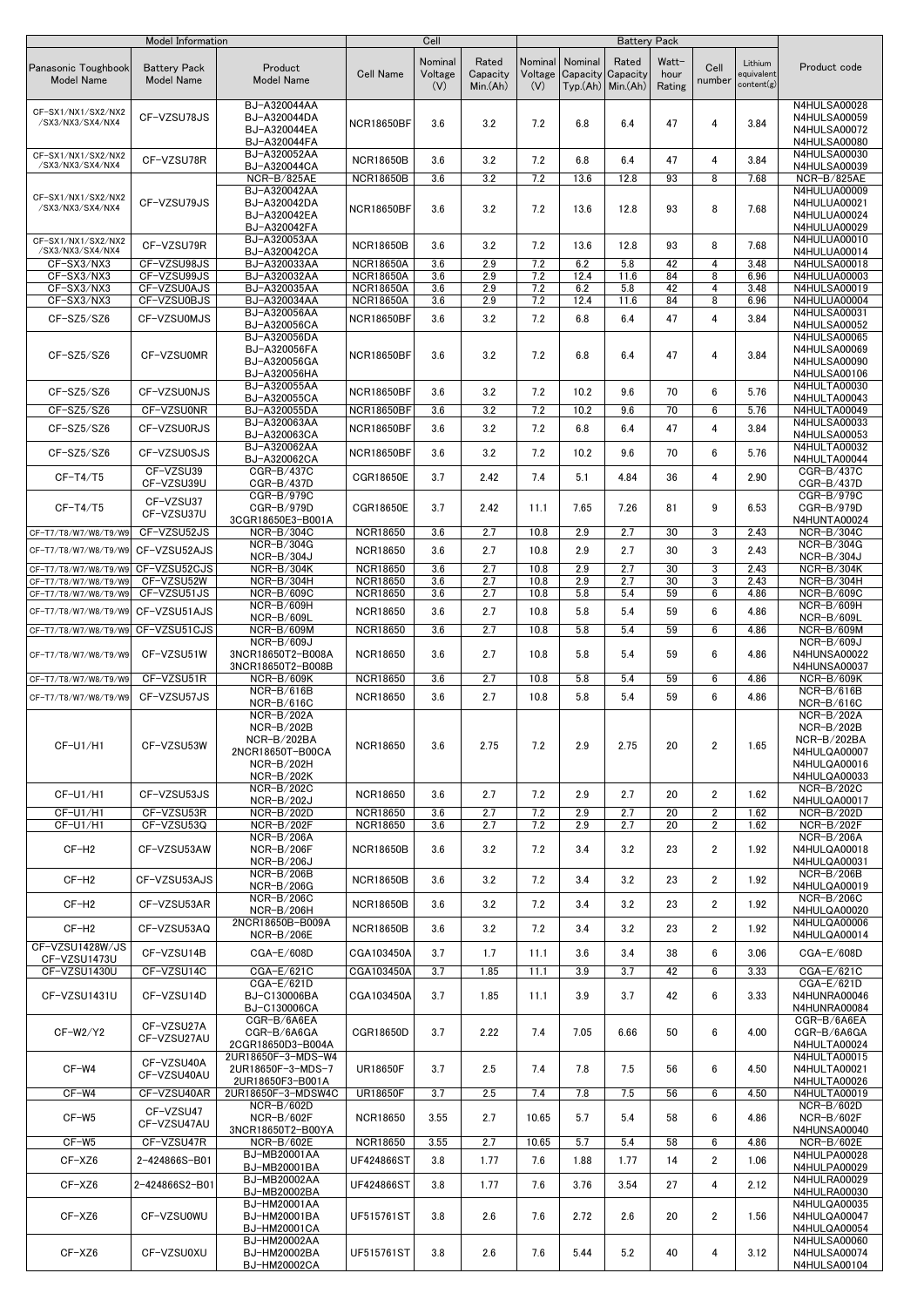| Model Information | | | Cell | | | Battery Pack | | | | | | Product code |
|---|---|---|---|---|---|---|---|---|---|---|---|---|
| Panasonic Toughbook Model Name | Battery Pack Model Name | Product Model Name | Cell Name | Nominal Voltage (V) | Rated Capacity Min.(Ah) | Nominal Voltage (V) | Nominal Capacity Typ.(Ah) | Rated Capacity Min.(Ah) | Watt-hour Rating | Cell number | Lithium equivalent content(g) | |
| CF-SX1/NX1/SX2/NX2 /SX3/NX3/SX4/NX4 | CF-VZSU78JS | BJ-A320044AA BJ-A320044DA BJ-A320044EA BJ-A320044FA | NCR18650BF | 3.6 | 3.2 | 7.2 | 6.8 | 6.4 | 47 | 4 | 3.84 | N4HULSA00028 N4HULSA00059 N4HULSA00072 N4HULSA00080 |
| CF-SX1/NX1/SX2/NX2 /SX3/NX3/SX4/NX4 | CF-VZSU78R | BJ-A320052AA BJ-A320044CA | NCR18650B | 3.6 | 3.2 | 7.2 | 6.8 | 6.4 | 47 | 4 | 3.84 | N4HULSA00030 N4HULSA00039 |
| CF-SX1/NX1/SX2/NX2 /SX3/NX3/SX4/NX4 | CF-VZSU79JS | NCR-B/825AE | NCR18650B | 3.6 | 3.2 | 7.2 | 13.6 | 12.8 | 93 | 8 | 7.68 | NCR-B/825AE |
| | | BJ-A320042AA BJ-A320042DA BJ-A320042EA BJ-A320042FA | NCR18650BF | 3.6 | 3.2 | 7.2 | 13.6 | 12.8 | 93 | 8 | 7.68 | N4HULUA00009 N4HULUA00021 N4HULUA00024 N4HULUA00029 |
| CF-SX1/NX1/SX2/NX2 /SX3/NX3/SX4/NX4 | CF-VZSU79R | BJ-A320053AA BJ-A320042CA | NCR18650B | 3.6 | 3.2 | 7.2 | 13.6 | 12.8 | 93 | 8 | 7.68 | N4HULUA00010 N4HULUA00014 |
| CF-SX3/NX3 | CF-VZSU98JS | BJ-A320033AA | NCR18650A | 3.6 | 2.9 | 7.2 | 6.2 | 5.8 | 42 | 4 | 3.48 | N4HULSA00018 |
| CF-SX3/NX3 | CF-VZSU99JS | BJ-A320032AA | NCR18650A | 3.6 | 2.9 | 7.2 | 12.4 | 11.6 | 84 | 8 | 6.96 | N4HULUA00003 |
| CF-SX3/NX3 | CF-VZSU0AJS | BJ-A320035AA | NCR18650A | 3.6 | 2.9 | 7.2 | 6.2 | 5.8 | 42 | 4 | 3.48 | N4HULSA00019 |
| CF-SX3/NX3 | CF-VZSU0BJS | BJ-A320034AA | NCR18650A | 3.6 | 2.9 | 7.2 | 12.4 | 11.6 | 84 | 8 | 6.96 | N4HULUA00004 |
| CF-SZ5/SZ6 | CF-VZSU0MJS | BJ-A320056AA BJ-A320056CA | NCR18650BF | 3.6 | 3.2 | 7.2 | 6.8 | 6.4 | 47 | 4 | 3.84 | N4HULSA00031 N4HULSA00052 |
| CF-SZ5/SZ6 | CF-VZSU0MR | BJ-A320056DA BJ-A320056FA BJ-A320056GA BJ-A320056HA | NCR18650BF | 3.6 | 3.2 | 7.2 | 6.8 | 6.4 | 47 | 4 | 3.84 | N4HULSA00065 N4HULSA00069 N4HULSA00090 N4HULSA00106 |
| CF-SZ5/SZ6 | CF-VZSU0NJS | BJ-A320055AA BJ-A320055CA | NCR18650BF | 3.6 | 3.2 | 7.2 | 10.2 | 9.6 | 70 | 6 | 5.76 | N4HULTA00030 N4HULTA00043 |
| CF-SZ5/SZ6 | CF-VZSU0NR | BJ-A320055DA | NCR18650BF | 3.6 | 3.2 | 7.2 | 10.2 | 9.6 | 70 | 6 | 5.76 | N4HULTA00049 |
| CF-SZ5/SZ6 | CF-VZSU0RJS | BJ-A320063AA BJ-A320063CA | NCR18650BF | 3.6 | 3.2 | 7.2 | 6.8 | 6.4 | 47 | 4 | 3.84 | N4HULSA00033 N4HULSA00053 |
| CF-SZ5/SZ6 | CF-VZSU0SJS | BJ-A320062AA BJ-A320062CA | NCR18650BF | 3.6 | 3.2 | 7.2 | 10.2 | 9.6 | 70 | 6 | 5.76 | N4HULTA00032 N4HULTA00044 |
| CF-T4/T5 | CF-VZSU39 CF-VZSU39U | CGR-B/437C CGR-B/437D | CGR18650E | 3.7 | 2.42 | 7.4 | 5.1 | 4.84 | 36 | 4 | 2.90 | CGR-B/437C CGR-B/437D |
| CF-T4/T5 | CF-VZSU37 CF-VZSU37U | CGR-B/979C CGR-B/979D 3CGR18650E3-B001A | CGR18650E | 3.7 | 2.42 | 11.1 | 7.65 | 7.26 | 81 | 9 | 6.53 | CGR-B/979C CGR-B/979D N4HUNTA00024 |
| CF-T7/T8/W7/W8/T9/W9 | CF-VZSU52JS | NCR-B/304C | NCR18650 | 3.6 | 2.7 | 10.8 | 2.9 | 2.7 | 30 | 3 | 2.43 | NCR-B/304C |
| CF-T7/T8/W7/W8/T9/W9 | CF-VZSU52AJS | NCR-B/304G NCR-B/304J | NCR18650 | 3.6 | 2.7 | 10.8 | 2.9 | 2.7 | 30 | 3 | 2.43 | NCR-B/304G NCR-B/304J |
| CF-T7/T8/W7/W8/T9/W9 | CF-VZSU52CJS | NCR-B/304K | NCR18650 | 3.6 | 2.7 | 10.8 | 2.9 | 2.7 | 30 | 3 | 2.43 | NCR-B/304K |
| CF-T7/T8/W7/W8/T9/W9 | CF-VZSU52W | NCR-B/304H | NCR18650 | 3.6 | 2.7 | 10.8 | 2.9 | 2.7 | 30 | 3 | 2.43 | NCR-B/304H |
| CF-T7/T8/W7/W8/T9/W9 | CF-VZSU51JS | NCR-B/609C | NCR18650 | 3.6 | 2.7 | 10.8 | 5.8 | 5.4 | 59 | 6 | 4.86 | NCR-B/609C |
| CF-T7/T8/W7/W8/T9/W9 | CF-VZSU51AJS | NCR-B/609H NCR-B/609L | NCR18650 | 3.6 | 2.7 | 10.8 | 5.8 | 5.4 | 59 | 6 | 4.86 | NCR-B/609H NCR-B/609L |
| CF-T7/T8/W7/W8/T9/W9 | CF-VZSU51CJS | NCR-B/609M | NCR18650 | 3.6 | 2.7 | 10.8 | 5.8 | 5.4 | 59 | 6 | 4.86 | NCR-B/609M |
| CF-T7/T8/W7/W8/T9/W9 | CF-VZSU51W | NCR-B/609J 3NCR18650T2-B008A 3NCR18650T2-B008B | NCR18650 | 3.6 | 2.7 | 10.8 | 5.8 | 5.4 | 59 | 6 | 4.86 | NCR-B/609J N4HUNSA00022 N4HUNSA00037 |
| CF-T7/T8/W7/W8/T9/W9 | CF-VZSU51R | NCR-B/609K | NCR18650 | 3.6 | 2.7 | 10.8 | 5.8 | 5.4 | 59 | 6 | 4.86 | NCR-B/609K |
| CF-T7/T8/W7/W8/T9/W9 | CF-VZSU57JS | NCR-B/616B NCR-B/616C | NCR18650 | 3.6 | 2.7 | 10.8 | 5.8 | 5.4 | 59 | 6 | 4.86 | NCR-B/616B NCR-B/616C |
| CF-U1/H1 | CF-VZSU53W | NCR-B/202A NCR-B/202B NCR-B/202BA 2NCR18650T-B00CA NCR-B/202H NCR-B/202K | NCR18650 | 3.6 | 2.75 | 7.2 | 2.9 | 2.75 | 20 | 2 | 1.65 | NCR-B/202A NCR-B/202B NCR-B/202BA N4HULQA00007 N4HULQA00016 N4HULQA00033 |
| CF-U1/H1 | CF-VZSU53JS | NCR-B/202C NCR-B/202J | NCR18650 | 3.6 | 2.7 | 7.2 | 2.9 | 2.7 | 20 | 2 | 1.62 | NCR-B/202C N4HULQA00017 |
| CF-U1/H1 | CF-VZSU53R | NCR-B/202D | NCR18650 | 3.6 | 2.7 | 7.2 | 2.9 | 2.7 | 20 | 2 | 1.62 | NCR-B/202D |
| CF-U1/H1 | CF-VZSU53Q | NCR-B/202F | NCR18650 | 3.6 | 2.7 | 7.2 | 2.9 | 2.7 | 20 | 2 | 1.62 | NCR-B/202F |
| CF-H2 | CF-VZSU53AW | NCR-B/206A NCR-B/206F NCR-B/206J | NCR18650B | 3.6 | 3.2 | 7.2 | 3.4 | 3.2 | 23 | 2 | 1.92 | NCR-B/206A N4HULQA00018 N4HULQA00031 |
| CF-H2 | CF-VZSU53AJS | NCR-B/206B NCR-B/206G | NCR18650B | 3.6 | 3.2 | 7.2 | 3.4 | 3.2 | 23 | 2 | 1.92 | NCR-B/206B N4HULQA00019 |
| CF-H2 | CF-VZSU53AR | NCR-B/206C NCR-B/206H | NCR18650B | 3.6 | 3.2 | 7.2 | 3.4 | 3.2 | 23 | 2 | 1.92 | NCR-B/206C N4HULQA00020 |
| CF-H2 | CF-VZSU53AQ | 2NCR18650B-B009A NCR-B/206E | NCR18650B | 3.6 | 3.2 | 7.2 | 3.4 | 3.2 | 23 | 2 | 1.92 | N4HULQA00006 N4HULQA00014 |
| CF-VZSU1428W/JS CF-VZSU1473U | CF-VZSU14B | CGA-E/608D | CGA103450A | 3.7 | 1.7 | 11.1 | 3.6 | 3.4 | 38 | 6 | 3.06 | CGA-E/608D |
| CF-VZSU1430U | CF-VZSU14C | CGA-E/621C | CGA103450A | 3.7 | 1.85 | 11.1 | 3.9 | 3.7 | 42 | 6 | 3.33 | CGA-E/621C |
| CF-VZSU1431U | CF-VZSU14D | CGA-E/621D BJ-C130006BA BJ-C130006CA | CGA103450A | 3.7 | 1.85 | 11.1 | 3.9 | 3.7 | 42 | 6 | 3.33 | CGA-E/621D N4HUNRA00046 N4HUNRA00084 |
| CF-W2/Y2 | CF-VZSU27A CF-VZSU27AU | CGR-B/6A6EA CGR-B/6A6GA 2CGR18650D3-B004A | CGR18650D | 3.7 | 2.22 | 7.4 | 7.05 | 6.66 | 50 | 6 | 4.00 | CGR-B/6A6EA CGR-B/6A6GA N4HULTA00024 |
| CF-W4 | CF-VZSU40A CF-VZSU40AU | 2UR18650F-3-MDS-W4 2UR18650F-3-MDS-7 2UR18650F3-B001A | UR18650F | 3.7 | 2.5 | 7.4 | 7.8 | 7.5 | 56 | 6 | 4.50 | N4HULTA00015 N4HULTA00021 N4HULTA00026 |
| CF-W4 | CF-VZSU40AR | 2UR18650F-3-MDSW4C | UR18650F | 3.7 | 2.5 | 7.4 | 7.8 | 7.5 | 56 | 6 | 4.50 | N4HULTA00019 |
| CF-W5 | CF-VZSU47 CF-VZSU47AU | NCR-B/602D NCR-B/602F 3NCR18650T2-B00YA | NCR18650 | 3.55 | 2.7 | 10.65 | 5.7 | 5.4 | 58 | 6 | 4.86 | NCR-B/602D NCR-B/602F N4HUNSA00040 |
| CF-W5 | CF-VZSU47R | NCR-B/602E | NCR18650 | 3.55 | 2.7 | 10.65 | 5.7 | 5.4 | 58 | 6 | 4.86 | NCR-B/602E |
| CF-XZ6 | 2-424866S-B01 | BJ-MB20001AA BJ-MB20001BA | UF424866ST | 3.8 | 1.77 | 7.6 | 1.88 | 1.77 | 14 | 2 | 1.06 | N4HULPA00028 N4HULPA00029 |
| CF-XZ6 | 2-424866S2-B01 | BJ-MB20002AA BJ-MB20002BA | UF424866ST | 3.8 | 1.77 | 7.6 | 3.76 | 3.54 | 27 | 4 | 2.12 | N4HULRA00029 N4HULRA00030 |
| CF-XZ6 | CF-VZSU0WU | BJ-HM20001AA BJ-HM20001BA BJ-HM20001CA | UF515761ST | 3.8 | 2.6 | 7.6 | 2.72 | 2.6 | 20 | 2 | 1.56 | N4HULQA00035 N4HULQA00047 N4HULQA00054 |
| CF-XZ6 | CF-VZSU0XU | BJ-HM20002AA BJ-HM20002BA BJ-HM20002CA | UF515761ST | 3.8 | 2.6 | 7.6 | 5.44 | 5.2 | 40 | 4 | 3.12 | N4HULSA00060 N4HULSA00074 N4HULSA00104 |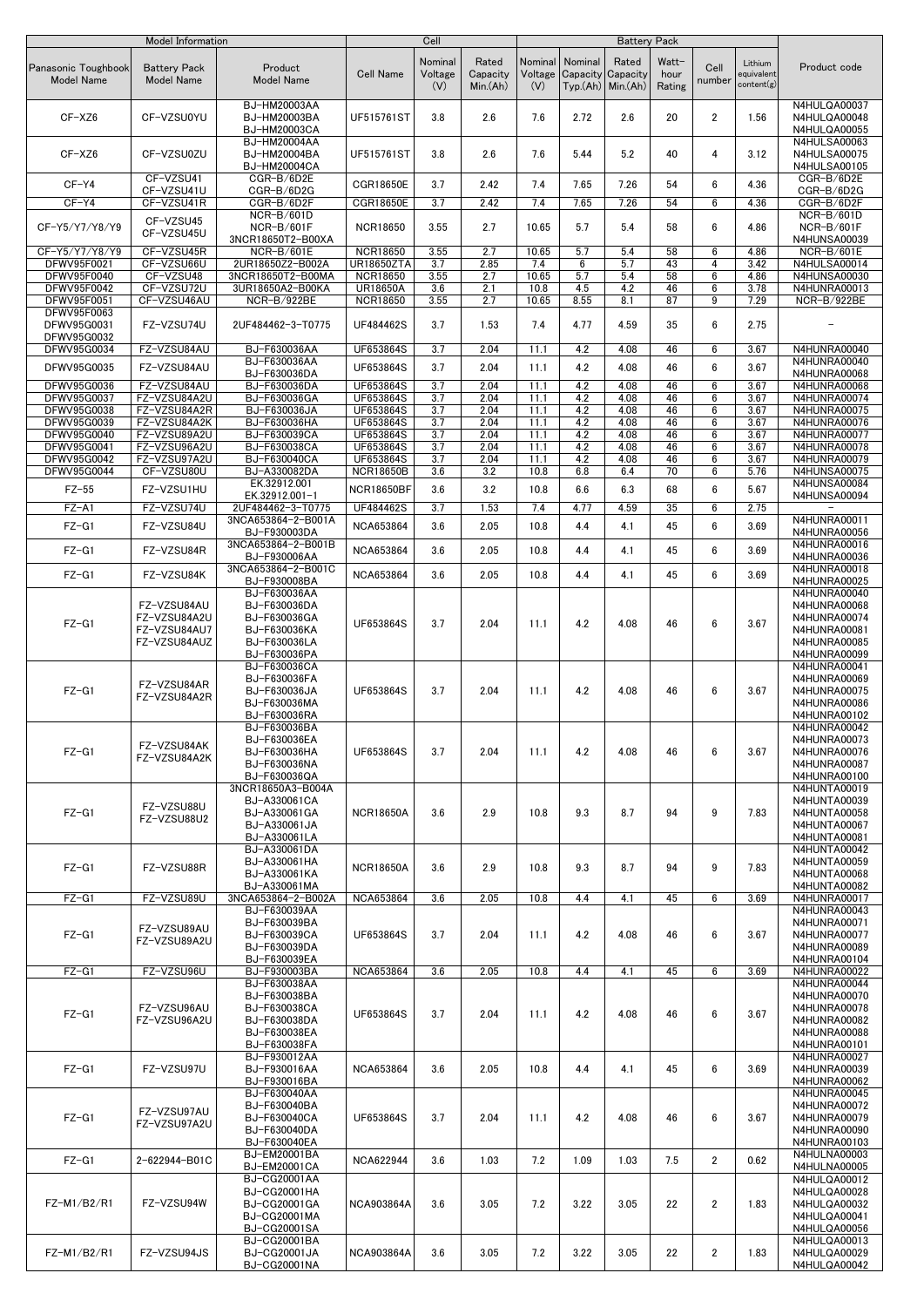| Model Information | | | Cell | | | Battery Pack | | | | | | Product code |
|---|---|---|---|---|---|---|---|---|---|---|---|---|
| Panasonic Toughbook Model Name | Battery Pack Model Name | Product Model Name | Cell Name | Nominal Voltage (V) | Rated Capacity Min.(Ah) | Nominal Voltage (V) | Nominal Capacity Typ.(Ah) | Rated Capacity Min.(Ah) | Watt-hour Rating | Cell number | Lithium equivalent content(g) | |
| CF-XZ6 | CF-VZSU0YU | BJ-HM20003AA BJ-HM20003BA BJ-HM20003CA | UF515761ST | 3.8 | 2.6 | 7.6 | 2.72 | 2.6 | 20 | 2 | 1.56 | N4HULQA00037 N4HULQA00048 N4HULQA00055 |
| CF-XZ6 | CF-VZSU0ZU | BJ-HM20004AA BJ-HM20004BA BJ-HM20004CA | UF515761ST | 3.8 | 2.6 | 7.6 | 5.44 | 5.2 | 40 | 4 | 3.12 | N4HULSA00063 N4HULSA00075 N4HULSA00105 |
| CF-Y4 | CF-VZSU41 CF-VZSU41U | CGR-B/6D2E CGR-B/6D2G | CGR18650E | 3.7 | 2.42 | 7.4 | 7.65 | 7.26 | 54 | 6 | 4.36 | CGR-B/6D2E CGR-B/6D2G |
| CF-Y4 | CF-VZSU41R | CGR-B/6D2F | CGR18650E | 3.7 | 2.42 | 7.4 | 7.65 | 7.26 | 54 | 6 | 4.36 | CGR-B/6D2F |
| CF-Y5/Y7/Y8/Y9 | CF-VZSU45 CF-VZSU45U | NCR-B/601D NCR-B/601F 3NCR18650T2-B00XA | NCR18650 | 3.55 | 2.7 | 10.65 | 5.7 | 5.4 | 58 | 6 | 4.86 | NCR-B/601D NCR-B/601F N4HUNSA00039 |
| CF-Y5/Y7/Y8/Y9 | CF-VZSU45R | NCR-B/601E | NCR18650 | 3.55 | 2.7 | 10.65 | 5.7 | 5.4 | 58 | 6 | 4.86 | NCR-B/601E |
| DFWV95F0021 | CF-VZSU66U | 2UR18650Z2-B002A | UR18650ZTA | 3.7 | 2.85 | 7.4 | 6 | 5.7 | 43 | 4 | 3.42 | N4HULSA00014 |
| DFWV95F0040 | CF-VZSU48 | 3NCR18650T2-B00MA | NCR18650 | 3.55 | 2.7 | 10.65 | 5.7 | 5.4 | 58 | 6 | 4.86 | N4HUNSA00030 |
| DFWV95F0042 | CF-VZSU72U | 3UR18650A2-B00KA | UR18650A | 3.6 | 2.1 | 10.8 | 4.5 | 4.2 | 46 | 6 | 3.78 | N4HUNRA00013 |
| DFWV95F0051 | CF-VZSU46AU | NCR-B/922BE | NCR18650 | 3.55 | 2.7 | 10.65 | 8.55 | 8.1 | 87 | 9 | 7.29 | NCR-B/922BE |
| DFWV95F0063 DFWV95G0031 DFWV95G0032 | FZ-VZSU74U | 2UF484462-3-T0775 | UF484462S | 3.7 | 1.53 | 7.4 | 4.77 | 4.59 | 35 | 6 | 2.75 | - |
| DFWV95G0034 | FZ-VZSU84AU | BJ-F630036AA | UF653864S | 3.7 | 2.04 | 11.1 | 4.2 | 4.08 | 46 | 6 | 3.67 | N4HUNRA00040 |
| DFWV95G0035 | FZ-VZSU84AU | BJ-F630036AA BJ-F630036DA | UF653864S | 3.7 | 2.04 | 11.1 | 4.2 | 4.08 | 46 | 6 | 3.67 | N4HUNRA00040 N4HUNRA00068 |
| DFWV95G0036 | FZ-VZSU84AU | BJ-F630036DA | UF653864S | 3.7 | 2.04 | 11.1 | 4.2 | 4.08 | 46 | 6 | 3.67 | N4HUNRA00068 |
| DFWV95G0037 | FZ-VZSU84A2U | BJ-F630036GA | UF653864S | 3.7 | 2.04 | 11.1 | 4.2 | 4.08 | 46 | 6 | 3.67 | N4HUNRA00074 |
| DFWV95G0038 | FZ-VZSU84A2R | BJ-F630036JA | UF653864S | 3.7 | 2.04 | 11.1 | 4.2 | 4.08 | 46 | 6 | 3.67 | N4HUNRA00075 |
| DFWV95G0039 | FZ-VZSU84A2K | BJ-F630036HA | UF653864S | 3.7 | 2.04 | 11.1 | 4.2 | 4.08 | 46 | 6 | 3.67 | N4HUNRA00076 |
| DFWV95G0040 | FZ-VZSU89A2U | BJ-F630039CA | UF653864S | 3.7 | 2.04 | 11.1 | 4.2 | 4.08 | 46 | 6 | 3.67 | N4HUNRA00077 |
| DFWV95G0041 | FZ-VZSU96A2U | BJ-F630038CA | UF653864S | 3.7 | 2.04 | 11.1 | 4.2 | 4.08 | 46 | 6 | 3.67 | N4HUNRA00078 |
| DFWV95G0042 | FZ-VZSU97A2U | BJ-F630040CA | UF653864S | 3.7 | 2.04 | 11.1 | 4.2 | 4.08 | 46 | 6 | 3.67 | N4HUNRA00079 |
| DFWV95G0044 | CF-VZSU80U | BJ-A330082DA | NCR18650B | 3.6 | 3.2 | 10.8 | 6.8 | 6.4 | 70 | 6 | 5.76 | N4HUNSA00075 |
| FZ-55 | FZ-VZSU1HU | EK.32912.001 EK.32912.001-1 | NCR18650BF | 3.6 | 3.2 | 10.8 | 6.6 | 6.3 | 68 | 6 | 5.67 | N4HUNSA00084 N4HUNSA00094 |
| FZ-A1 | FZ-VZSU74U | 2UF484462-3-T0775 | UF484462S | 3.7 | 1.53 | 7.4 | 4.77 | 4.59 | 35 | 6 | 2.75 | - |
| FZ-G1 | FZ-VZSU84U | 3NCA653864-2-B001A BJ-F930003DA | NCA653864 | 3.6 | 2.05 | 10.8 | 4.4 | 4.1 | 45 | 6 | 3.69 | N4HUNRA00011 N4HUNRA00056 |
| FZ-G1 | FZ-VZSU84R | 3NCA653864-2-B001B BJ-F930006AA | NCA653864 | 3.6 | 2.05 | 10.8 | 4.4 | 4.1 | 45 | 6 | 3.69 | N4HUNRA00016 N4HUNRA00036 |
| FZ-G1 | FZ-VZSU84K | 3NCA653864-2-B001C BJ-F930008BA | NCA653864 | 3.6 | 2.05 | 10.8 | 4.4 | 4.1 | 45 | 6 | 3.69 | N4HUNRA00018 N4HUNRA00025 |
| FZ-G1 | FZ-VZSU84AU FZ-VZSU84A2U FZ-VZSU84AU7 FZ-VZSU84AUZ | BJ-F630036AA BJ-F630036DA BJ-F630036GA BJ-F630036KA BJ-F630036LA BJ-F630036PA | UF653864S | 3.7 | 2.04 | 11.1 | 4.2 | 4.08 | 46 | 6 | 3.67 | N4HUNRA00040 N4HUNRA00068 N4HUNRA00074 N4HUNRA00081 N4HUNRA00085 N4HUNRA00099 |
| FZ-G1 | FZ-VZSU84AR FZ-VZSU84A2R | BJ-F630036CA BJ-F630036FA BJ-F630036JA BJ-F630036MA BJ-F630036RA | UF653864S | 3.7 | 2.04 | 11.1 | 4.2 | 4.08 | 46 | 6 | 3.67 | N4HUNRA00041 N4HUNRA00069 N4HUNRA00075 N4HUNRA00086 N4HUNRA00102 |
| FZ-G1 | FZ-VZSU84AK FZ-VZSU84A2K | BJ-F630036BA BJ-F630036EA BJ-F630036HA BJ-F630036NA BJ-F630036QA | UF653864S | 3.7 | 2.04 | 11.1 | 4.2 | 4.08 | 46 | 6 | 3.67 | N4HUNRA00042 N4HUNRA00073 N4HUNRA00076 N4HUNRA00087 N4HUNRA00100 |
| FZ-G1 | FZ-VZSU88U FZ-VZSU88U2 | 3NCR18650A3-B004A BJ-A330061CA BJ-A330061GA BJ-A330061JA BJ-A330061LA | NCR18650A | 3.6 | 2.9 | 10.8 | 9.3 | 8.7 | 94 | 9 | 7.83 | N4HUNTA00019 N4HUNTA00039 N4HUNTA00058 N4HUNTA00067 N4HUNTA00081 |
| FZ-G1 | FZ-VZSU88R | BJ-A330061DA BJ-A330061HA BJ-A330061KA BJ-A330061MA | NCR18650A | 3.6 | 2.9 | 10.8 | 9.3 | 8.7 | 94 | 9 | 7.83 | N4HUNTA00042 N4HUNTA00059 N4HUNTA00068 N4HUNTA00082 |
| FZ-G1 | FZ-VZSU89U | 3NCA653864-2-B002A | NCA653864 | 3.6 | 2.05 | 10.8 | 4.4 | 4.1 | 45 | 6 | 3.69 | N4HUNRA00017 |
| FZ-G1 | FZ-VZSU89AU FZ-VZSU89A2U | BJ-F630039AA BJ-F630039BA BJ-F630039CA BJ-F630039DA BJ-F630039EA | UF653864S | 3.7 | 2.04 | 11.1 | 4.2 | 4.08 | 46 | 6 | 3.67 | N4HUNRA00043 N4HUNRA00071 N4HUNRA00077 N4HUNRA00089 N4HUNRA00104 |
| FZ-G1 | FZ-VZSU96U | BJ-F930003BA | NCA653864 | 3.6 | 2.05 | 10.8 | 4.4 | 4.1 | 45 | 6 | 3.69 | N4HUNRA00022 |
| FZ-G1 | FZ-VZSU96AU FZ-VZSU96A2U | BJ-F630038AA BJ-F630038BA BJ-F630038CA BJ-F630038DA BJ-F630038EA BJ-F630038FA | UF653864S | 3.7 | 2.04 | 11.1 | 4.2 | 4.08 | 46 | 6 | 3.67 | N4HUNRA00044 N4HUNRA00070 N4HUNRA00078 N4HUNRA00082 N4HUNRA00088 N4HUNRA00101 |
| FZ-G1 | FZ-VZSU97U | BJ-F930012AA BJ-F930016AA BJ-F930016BA | NCA653864 | 3.6 | 2.05 | 10.8 | 4.4 | 4.1 | 45 | 6 | 3.69 | N4HUNRA00027 N4HUNRA00039 N4HUNRA00062 |
| FZ-G1 | FZ-VZSU97AU FZ-VZSU97A2U | BJ-F630040AA BJ-F630040BA BJ-F630040CA BJ-F630040DA BJ-F630040EA | UF653864S | 3.7 | 2.04 | 11.1 | 4.2 | 4.08 | 46 | 6 | 3.67 | N4HUNRA00045 N4HUNRA00072 N4HUNRA00079 N4HUNRA00090 N4HUNRA00103 |
| FZ-G1 | 2-622944-B01C | BJ-EM20001BA BJ-EM20001CA | NCA622944 | 3.6 | 1.03 | 7.2 | 1.09 | 1.03 | 7.5 | 2 | 0.62 | N4HULNA00003 N4HULNA00005 |
| FZ-M1/B2/R1 | FZ-VZSU94W | BJ-CG20001AA BJ-CG20001HA BJ-CG20001GA BJ-CG20001MA BJ-CG20001SA | NCA903864A | 3.6 | 3.05 | 7.2 | 3.22 | 3.05 | 22 | 2 | 1.83 | N4HULQA00012 N4HULQA00028 N4HULQA00032 N4HULQA00041 N4HULQA00056 |
| FZ-M1/B2/R1 | FZ-VZSU94JS | BJ-CG20001BA BJ-CG20001JA BJ-CG20001NA | NCA903864A | 3.6 | 3.05 | 7.2 | 3.22 | 3.05 | 22 | 2 | 1.83 | N4HULQA00013 N4HULQA00029 N4HULQA00042 |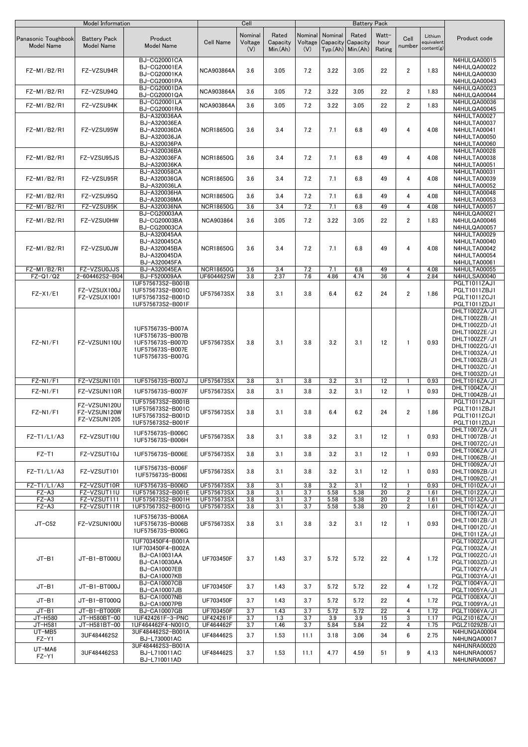| Model Information | | | Cell | | | Battery Pack | | | | | | |
|---|---|---|---|---|---|---|---|---|---|---|---|---|
| Panasonic Toughbook Model Name | Battery Pack Model Name | Product Model Name | Cell Name | Nominal Voltage (V) | Rated Capacity Min.(Ah) | Nominal Voltage (V) | Nominal Capacity Typ.(Ah) | Rated Capacity Min.(Ah) | Watt-hour Rating | Cell number | Lithium equivalent content(g) | Product code |
| FZ-M1/B2/R1 | FZ-VZSU94R | BJ-CG20001CA<br>BJ-CG20001EA<br>BJ-CG20001KA<br>BJ-CG20001PA | NCA903864A | 3.6 | 3.05 | 7.2 | 3.22 | 3.05 | 22 | 2 | 1.83 | N4HULQA00015<br>N4HULQA00022<br>N4HULQA00030<br>N4HULQA00043 |
| FZ-M1/B2/R1 | FZ-VZSU94Q | BJ-CG20001DA<br>BJ-CG20001QA | NCA903864A | 3.6 | 3.05 | 7.2 | 3.22 | 3.05 | 22 | 2 | 1.83 | N4HULQA00023<br>N4HULQA00044 |
| FZ-M1/B2/R1 | FZ-VZSU94K | BJ-CG20001LA<br>BJ-CG20001RA | NCA903864A | 3.6 | 3.05 | 7.2 | 3.22 | 3.05 | 22 | 2 | 1.83 | N4HULQA00036<br>N4HULQA00045 |
| FZ-M1/B2/R1 | FZ-VZSU95W | BJ-A320036AA<br>BJ-A320036EA<br>BJ-A320036DA<br>BJ-A320036JA<br>BJ-A320036PA | NCR18650G | 3.6 | 3.4 | 7.2 | 7.1 | 6.8 | 49 | 4 | 4.08 | N4HULTA00027<br>N4HULTA00037<br>N4HULTA00041<br>N4HULTA00050<br>N4HULTA00060 |
| FZ-M1/B2/R1 | FZ-VZSU95JS | BJ-A320036BA<br>BJ-A320036FA<br>BJ-A320036KA | NCR18650G | 3.6 | 3.4 | 7.2 | 7.1 | 6.8 | 49 | 4 | 4.08 | N4HULTA00028<br>N4HULTA00038<br>N4HULTA00051 |
| FZ-M1/B2/R1 | FZ-VZSU95R | BJ-A320058CA<br>BJ-A320036GA<br>BJ-A320036LA | NCR18650G | 3.6 | 3.4 | 7.2 | 7.1 | 6.8 | 49 | 4 | 4.08 | N4HULTA00031<br>N4HULTA00039<br>N4HULTA00052 |
| FZ-M1/B2/R1 | FZ-VZSU95Q | BJ-A320036HA<br>BJ-A320036MA | NCR18650G | 3.6 | 3.4 | 7.2 | 7.1 | 6.8 | 49 | 4 | 4.08 | N4HULTA00048<br>N4HULTA00053 |
| FZ-M1/B2/R1 | FZ-VZSU95K | BJ-A320036NA | NCR18650G | 3.6 | 3.4 | 7.2 | 7.1 | 6.8 | 49 | 4 | 4.08 | N4HULTA00057 |
| FZ-M1/B2/R1 | FZ-VZSU0HW | BJ-CG20003AA<br>BJ-CG20003BA<br>BJ-CG20003CA | NCA903864 | 3.6 | 3.05 | 7.2 | 3.22 | 3.05 | 22 | 2 | 1.83 | N4HULQA00021<br>N4HULQA00046<br>N4HULQA00057 |
| FZ-M1/B2/R1 | FZ-VZSU0JW | BJ-A320045AA<br>BJ-A320045CA<br>BJ-A320045BA<br>BJ-A320045DA<br>BJ-A320045FA | NCR18650G | 3.6 | 3.4 | 7.2 | 7.1 | 6.8 | 49 | 4 | 4.08 | N4HULTA00029<br>N4HULTA00040<br>N4HULTA00042<br>N4HULTA00054<br>N4HULTA00061 |
| FZ-M1/B2/R1 | FZ-VZSU0JJS | BJ-A320045EA | NCR18650G | 3.6 | 3.4 | 7.2 | 7.1 | 6.8 | 49 | 4 | 4.08 | N4HULTA00055 |
| FZ-Q1/Q2 | 2-604462S2-B04 | BJ-F520009AA | UF604462SW | 3.8 | 2.37 | 7.6 | 4.86 | 4.74 | 36 | 4 | 2.84 | N4HULSA00040 |
| FZ-X1/E1 | FZ-VZSUX100J<br>FZ-VZSUX1001 | 1UF575673S2-B001B<br>1UF575673S2-B001C<br>1UF575673S2-B001D<br>1UF575673S2-B001F | UF575673SX | 3.8 | 3.1 | 3.8 | 6.4 | 6.2 | 24 | 2 | 1.86 | PGLT1011ZAJ1<br>PGLT1011ZBJ1<br>PGLT1011ZCJ1<br>PGLT1011ZDJ1 |
| FZ-N1/F1 | FZ-VZSUN110U | 1UF575673S-B007A<br>1UF575673S-B007B<br>1UF575673S-B007D<br>1UF575673S-B007E<br>1UF575673S-B007G | UF575673SX | 3.8 | 3.1 | 3.8 | 3.2 | 3.1 | 12 | 1 | 0.93 | DHLT1002ZA/J1<br>DHLT1002ZB/J1<br>DHLT1002ZD/J1<br>DHLT1002ZE/J1<br>DHLT1002ZF/J1<br>DHLT1002ZG/J1<br>DHLT1003ZA/J1<br>DHLT1003ZB/J1<br>DHLT1003ZC/J1<br>DHLT1003ZD/J1 |
| FZ-N1/F1 | FZ-VZSUN1101 | 1UF575673S-B007J | UF575673SX | 3.8 | 3.1 | 3.8 | 3.2 | 3.1 | 12 | 1 | 0.93 | DHLT1016ZA/J1 |
| FZ-N1/F1 | FZ-VZSUN110R | 1UF575673S-B007F | UF575673SX | 3.8 | 3.1 | 3.8 | 3.2 | 3.1 | 12 | 1 | 0.93 | DHLT1004ZA/J1<br>DHLT1004ZB/J1 |
| FZ-N1/F1 | FZ-VZSUN120U<br>FZ-VZSUN120W<br>FZ-VZSUN1205 | 1UF575673S2-B001B<br>1UF575673S2-B001C<br>1UF575673S2-B001D<br>1UF575673S2-B001F | UF575673SX | 3.8 | 3.1 | 3.8 | 6.4 | 6.2 | 24 | 2 | 1.86 | PGLT1011ZAJ1<br>PGLT1011ZBJ1<br>PGLT1011ZCJ1<br>PGLT1011ZDJ1 |
| FZ-T1/L1/A3 | FZ-VZSUT10U | 1UF575673S-B006C<br>1UF575673S-B006H | UF575673SX | 3.8 | 3.1 | 3.8 | 3.2 | 3.1 | 12 | 1 | 0.93 | DHLT1007ZA/J1<br>DHLT1007ZB/J1<br>DHLT1007ZC/J1 |
| FZ-T1 | FZ-VZSUT10J | 1UF575673S-B006E | UF575673SX | 3.8 | 3.1 | 3.8 | 3.2 | 3.1 | 12 | 1 | 0.93 | DHLT1006ZA/J1<br>DHLT1006ZB/J1 |
| FZ-T1/L1/A3 | FZ-VZSUT101 | 1UF575673S-B006F<br>1UF575673S-B006I | UF575673SX | 3.8 | 3.1 | 3.8 | 3.2 | 3.1 | 12 | 1 | 0.93 | DHLT1009ZA/J1<br>DHLT1009ZB/J1<br>DHLT1009ZC/J1 |
| FZ-T1/L1/A3 | FZ-VZSUT10R | 1UF575673S-B006D | UF575673SX | 3.8 | 3.1 | 3.8 | 3.2 | 3.1 | 12 | 1 | 0.93 | DHLT1010ZA/J1 |
| FZ-A3 | FZ-VZSUT11U | 1UF575673S2-B001E | UF575673SX | 3.8 | 3.1 | 3.7 | 5.58 | 5.38 | 20 | 2 | 1.61 | DHLT1012ZA/J1 |
| FZ-A3 | FZ-VZSUT111 | 1UF575673S2-B001H | UF575673SX | 3.8 | 3.1 | 3.7 | 5.58 | 5.38 | 20 | 2 | 1.61 | DHLT1013ZA/J1 |
| FZ-A3 | FZ-VZSUT11R | 1UF575673S2-B001G | UF575673SX | 3.8 | 3.1 | 3.7 | 5.58 | 5.38 | 20 | 2 | 1.61 | DHLT1014ZA/J1 |
| JT-C52 | FZ-VZSUN100U | 1UF575673S-B006A<br>1UF575673S-B006B<br>1UF575673S-B006G | UF575673SX | 3.8 | 3.1 | 3.8 | 3.2 | 3.1 | 12 | 1 | 0.93 | DHLT1001ZA/J1<br>DHLT1001ZB/J1<br>DHLT1001ZC/J1<br>DHLT1011ZA/J1 |
| JT-B1 | JT-B1-BT000U | 1UF703450F4-B001A<br>1UF703450F4-B002A<br>BJ-CA10031AA<br>BJ-CA10030AA<br>BJ-CA10007EB<br>BJ-CA10007KB | UF703450F | 3.7 | 1.43 | 3.7 | 5.72 | 5.72 | 22 | 4 | 1.72 | PGLT1002ZA/J1<br>PGLT1003ZA/J1<br>PGLT1002ZC/J1<br>PGLT1003ZD/J1<br>PGLT1002YA/J1<br>PGLT1003YA/J1 |
| JT-B1 | JT-B1-BT000J | BJ-CA10007CB<br>BJ-CA10007JB | UF703450F | 3.7 | 1.43 | 3.7 | 5.72 | 5.72 | 22 | 4 | 1.72 | PGLT1004YA/J1<br>PGLT1005YA/J1 |
| JT-B1 | JT-B1-BT000Q | BJ-CA10007NB<br>BJ-CA10007PB | UF703450F | 3.7 | 1.43 | 3.7 | 5.72 | 5.72 | 22 | 4 | 1.72 | PGLT1008XA/J1<br>PGLT1009YA/J1 |
| JT-B1 | JT-B1-BT000R | BJ-CA10007GB | UF703450F | 3.7 | 1.43 | 3.7 | 5.72 | 5.72 | 22 | 4 | 1.72 | PGLT1006YA/J1 |
| JT-H580 | JT-H580BT-00 | 1UF424261F-3-PNC | UF424261F | 3.7 | 1.3 | 3.7 | 3.9 | 3.9 | 15 | 3 | 1.17 | PGLZ1016ZA/J1 |
| JT-H581 | JT-H581BT-00 | 1UF464462F-N001O_ | UF464462F | 3.7 | 1.46 | 3.7 | 5.84 | 5.84 | 22 | 4 | 1.75 | PGLZ1029ZB/J1 |
| UT-MB5<br>FZ-Y1 | 3UF484462S2 | 3UF484462S2-B001A<br>BJ-L730001AC | UF484462S | 3.7 | 1.53 | 11.1 | 3.18 | 3.06 | 34 | 6 | 2.75 | N4HUNQA00004<br>N4HUNQA00017 |
| UT-MA6<br>FZ-Y1 | 3UF484462S3 | 3UF484462S3-B001A<br>BJ-L710011AC<br>BJ-L710011AD | UF484462S | 3.7 | 1.53 | 11.1 | 4.77 | 4.59 | 51 | 9 | 4.13 | N4HUNRA00020<br>N4HUNRA00057<br>N4HUNRA00067 |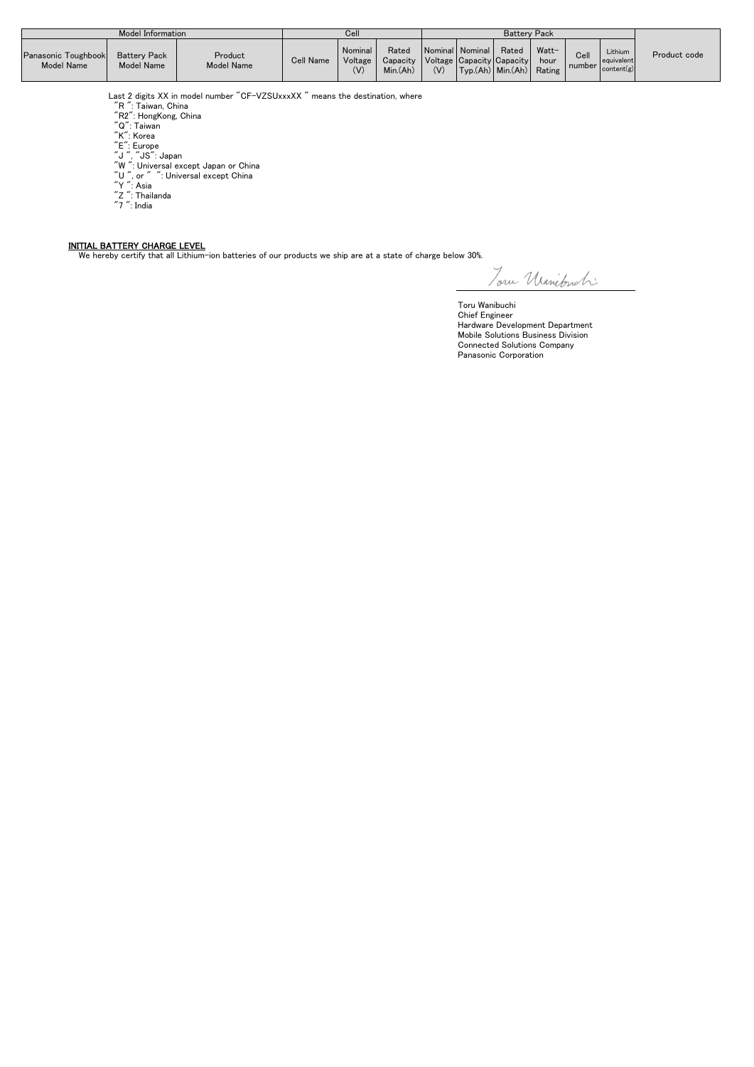| Model Information | | | Cell | | | Battery Pack | | | | | | Product code |
|---|---|---|---|---|---|---|---|---|---|---|---|---|
| Panasonic Toughbook Model Name | Battery Pack Model Name | Product Model Name | Cell Name | Nominal Voltage (V) | Rated Capacity Min.(Ah) | Nominal Voltage (V) | Nominal Capacity Typ.(Ah) | Rated Capacity Min.(Ah) | Watt-hour Rating | Cell number | Lithium equivalent content(g) | |

Last 2 digits XX in model number "CF-VZSUxxxXX " means the destination, where

"R ": Taiwan, China
"R2": HongKong, China
"Q": Taiwan
"K": Korea
"E": Europe
"J ", "JS": Japan
"W ": Universal except Japan or China
"U ", or "  ": Universal except China
"Y ": Asia
"Z ": Thailanda
"7 ": India

**INITIAL BATTERY CHARGE LEVEL**

We hereby certify that all Lithium-ion batteries of our products we ship are at a state of charge below 30%.

Toru Wanibuchi

Toru Wanibuchi
Chief Engineer
Hardware Development Department
Mobile Solutions Business Division
Connected Solutions Company
Panasonic Corporation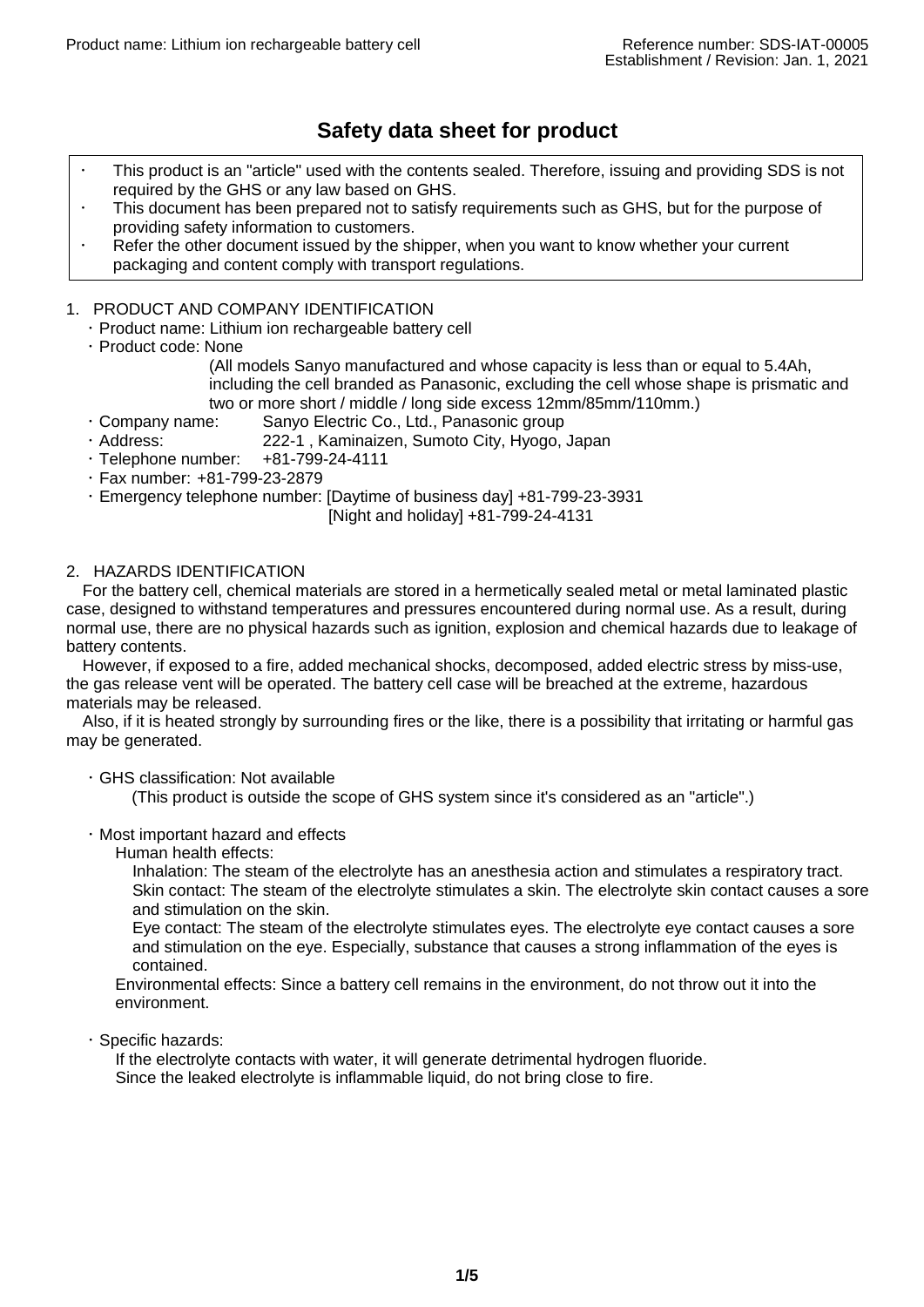# Safety data sheet for product

- This product is an "article" used with the contents sealed. Therefore, issuing and providing SDS is not required by the GHS or any law based on GHS.
- This document has been prepared not to satisfy requirements such as GHS, but for the purpose of providing safety information to customers.
- Refer the other document issued by the shipper, when you want to know whether your current packaging and content comply with transport regulations.

## 1. PRODUCT AND COMPANY IDENTIFICATION

- Product name: Lithium ion rechargeable battery cell
- Product code: None
  (All models Sanyo manufactured and whose capacity is less than or equal to 5.4Ah, including the cell branded as Panasonic, excluding the cell whose shape is prismatic and two or more short / middle / long side excess 12mm/85mm/110mm.)
- Company name: Sanyo Electric Co., Ltd., Panasonic group
- Address: 222-1 , Kaminaizen, Sumoto City, Hyogo, Japan
- Telephone number: +81-799-24-4111
- Fax number: +81-799-23-2879
- Emergency telephone number: [Daytime of business day] +81-799-23-3931
  [Night and holiday] +81-799-24-4131

## 2. HAZARDS IDENTIFICATION

For the battery cell, chemical materials are stored in a hermetically sealed metal or metal laminated plastic case, designed to withstand temperatures and pressures encountered during normal use. As a result, during normal use, there are no physical hazards such as ignition, explosion and chemical hazards due to leakage of battery contents.

However, if exposed to a fire, added mechanical shocks, decomposed, added electric stress by miss-use, the gas release vent will be operated. The battery cell case will be breached at the extreme, hazardous materials may be released.

Also, if it is heated strongly by surrounding fires or the like, there is a possibility that irritating or harmful gas may be generated.

- GHS classification: Not available
  (This product is outside the scope of GHS system since it's considered as an "article".)

- Most important hazard and effects
  Human health effects:
  Inhalation: The steam of the electrolyte has an anesthesia action and stimulates a respiratory tract.
  Skin contact: The steam of the electrolyte stimulates a skin. The electrolyte skin contact causes a sore and stimulation on the skin.
  Eye contact: The steam of the electrolyte stimulates eyes. The electrolyte eye contact causes a sore and stimulation on the eye. Especially, substance that causes a strong inflammation of the eyes is contained.
  Environmental effects: Since a battery cell remains in the environment, do not throw out it into the environment.

- Specific hazards:
  If the electrolyte contacts with water, it will generate detrimental hydrogen fluoride.
  Since the leaked electrolyte is inflammable liquid, do not bring close to fire.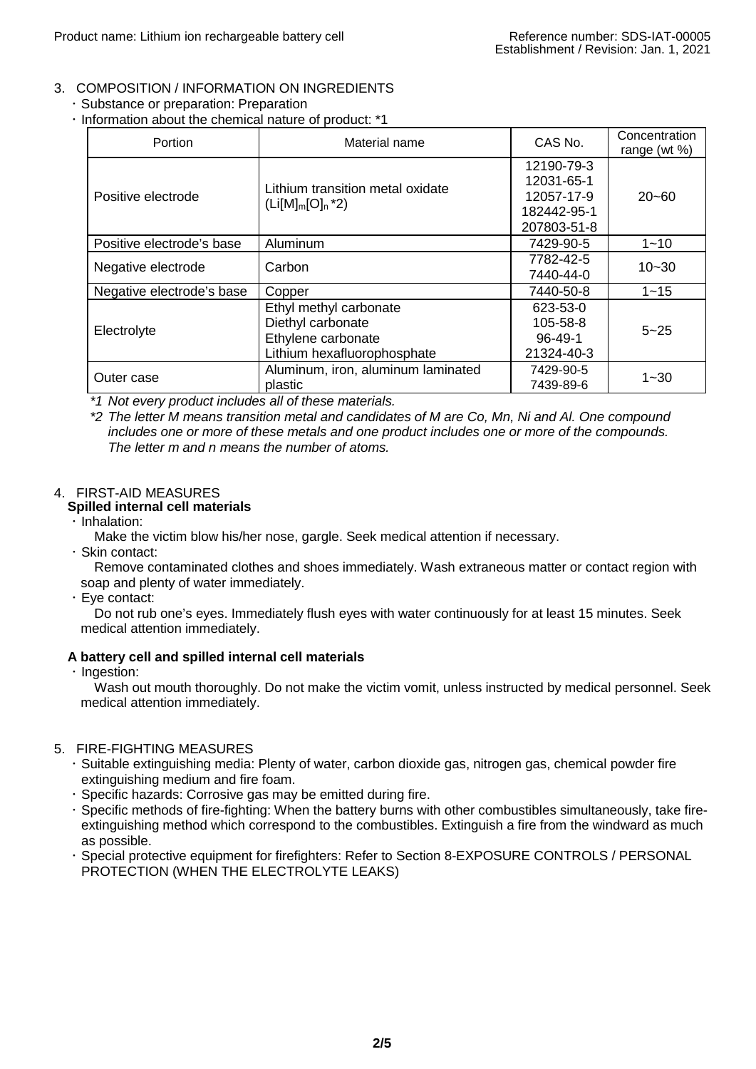## 3. COMPOSITION / INFORMATION ON INGREDIENTS

・Substance or preparation: Preparation

・Information about the chemical nature of product: *1

| Portion | Material name | CAS No. | Concentration range (wt %) |
|---|---|---|---|
| Positive electrode | Lithium transition metal oxidate ($Li[M]_m[O]_n$ *2) | 12190-79-3<br>12031-65-1<br>12057-17-9<br>182442-95-1<br>207803-51-8 | 20~60 |
| Positive electrode's base | Aluminum | 7429-90-5 | 1~10 |
| Negative electrode | Carbon | 7782-42-5<br>7440-44-0 | 10~30 |
| Negative electrode's base | Copper | 7440-50-8 | 1~15 |
| Electrolyte | Ethyl methyl carbonate<br>Diethyl carbonate<br>Ethylene carbonate<br>Lithium hexafluorophosphate | 623-53-0<br>105-58-8<br>96-49-1<br>21324-40-3 | 5~25 |
| Outer case | Aluminum, iron, aluminum laminated plastic | 7429-90-5<br>7439-89-6 | 1~30 |

*\*1 Not every product includes all of these materials.*

*\*2 The letter M means transition metal and candidates of M are Co, Mn, Ni and Al. One compound includes one or more of these metals and one product includes one or more of the compounds. The letter m and n means the number of atoms.*

## 4. FIRST-AID MEASURES

**Spilled internal cell materials**

・Inhalation:
Make the victim blow his/her nose, gargle. Seek medical attention if necessary.

・Skin contact:
Remove contaminated clothes and shoes immediately. Wash extraneous matter or contact region with soap and plenty of water immediately.

・Eye contact:
Do not rub one's eyes. Immediately flush eyes with water continuously for at least 15 minutes. Seek medical attention immediately.

**A battery cell and spilled internal cell materials**

・Ingestion:
Wash out mouth thoroughly. Do not make the victim vomit, unless instructed by medical personnel. Seek medical attention immediately.

## 5. FIRE-FIGHTING MEASURES

・Suitable extinguishing media: Plenty of water, carbon dioxide gas, nitrogen gas, chemical powder fire extinguishing medium and fire foam.

・Specific hazards: Corrosive gas may be emitted during fire.

・Specific methods of fire-fighting: When the battery burns with other combustibles simultaneously, take fire-extinguishing method which correspond to the combustibles. Extinguish a fire from the windward as much as possible.

・Special protective equipment for firefighters: Refer to Section 8-EXPOSURE CONTROLS / PERSONAL PROTECTION (WHEN THE ELECTROLYTE LEAKS)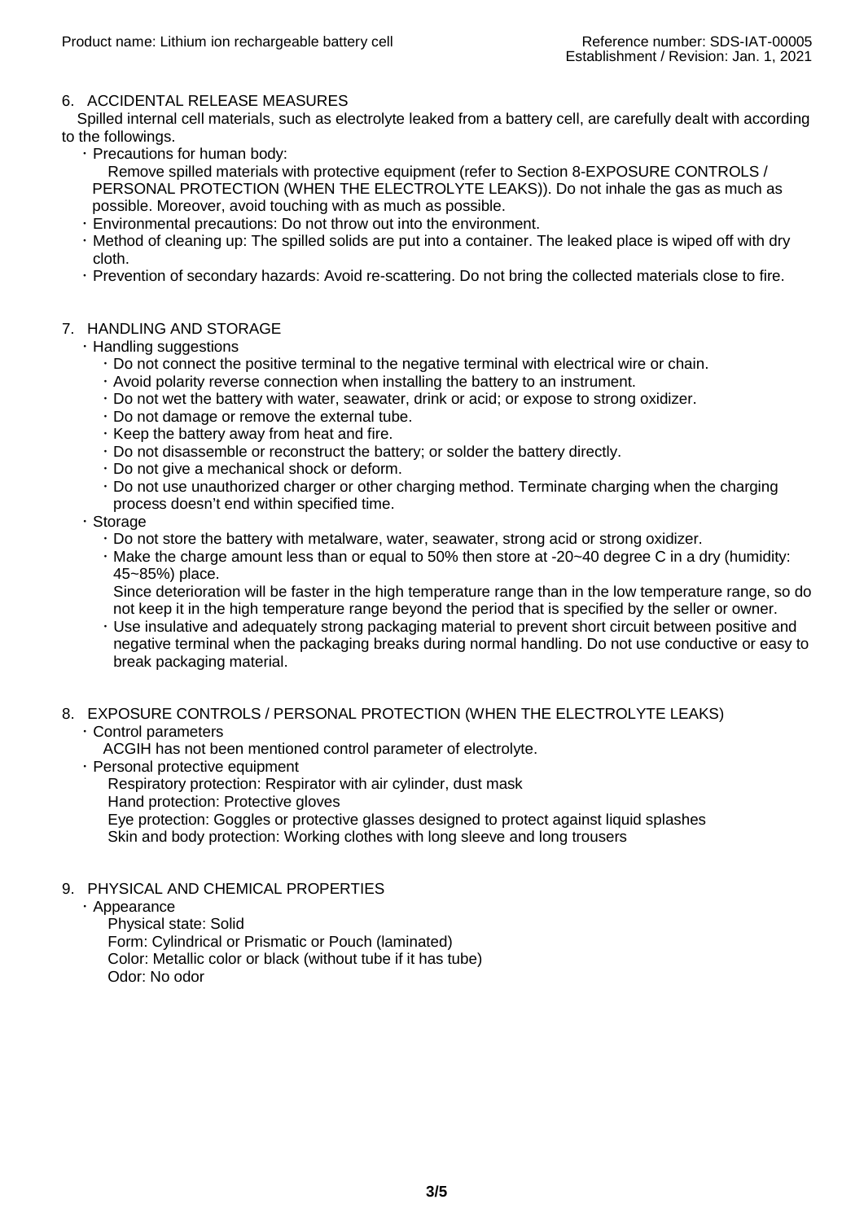## 6. ACCIDENTAL RELEASE MEASURES

Spilled internal cell materials, such as electrolyte leaked from a battery cell, are carefully dealt with according to the followings.

- Precautions for human body:
  Remove spilled materials with protective equipment (refer to Section 8-EXPOSURE CONTROLS / PERSONAL PROTECTION (WHEN THE ELECTROLYTE LEAKS)). Do not inhale the gas as much as possible. Moreover, avoid touching with as much as possible.
- Environmental precautions: Do not throw out into the environment.
- Method of cleaning up: The spilled solids are put into a container. The leaked place is wiped off with dry cloth.
- Prevention of secondary hazards: Avoid re-scattering. Do not bring the collected materials close to fire.

## 7. HANDLING AND STORAGE

- Handling suggestions
  - Do not connect the positive terminal to the negative terminal with electrical wire or chain.
  - Avoid polarity reverse connection when installing the battery to an instrument.
  - Do not wet the battery with water, seawater, drink or acid; or expose to strong oxidizer.
  - Do not damage or remove the external tube.
  - Keep the battery away from heat and fire.
  - Do not disassemble or reconstruct the battery; or solder the battery directly.
  - Do not give a mechanical shock or deform.
  - Do not use unauthorized charger or other charging method. Terminate charging when the charging process doesn't end within specified time.
- Storage
  - Do not store the battery with metalware, water, seawater, strong acid or strong oxidizer.
  - Make the charge amount less than or equal to 50% then store at -20~40 degree C in a dry (humidity: 45~85%) place.
    Since deterioration will be faster in the high temperature range than in the low temperature range, so do not keep it in the high temperature range beyond the period that is specified by the seller or owner.
  - Use insulative and adequately strong packaging material to prevent short circuit between positive and negative terminal when the packaging breaks during normal handling. Do not use conductive or easy to break packaging material.

## 8. EXPOSURE CONTROLS / PERSONAL PROTECTION (WHEN THE ELECTROLYTE LEAKS)

- Control parameters
  ACGIH has not been mentioned control parameter of electrolyte.
- Personal protective equipment
  Respiratory protection: Respirator with air cylinder, dust mask
  Hand protection: Protective gloves
  Eye protection: Goggles or protective glasses designed to protect against liquid splashes
  Skin and body protection: Working clothes with long sleeve and long trousers

## 9. PHYSICAL AND CHEMICAL PROPERTIES

- Appearance
  Physical state: Solid
  Form: Cylindrical or Prismatic or Pouch (laminated)
  Color: Metallic color or black (without tube if it has tube)
  Odor: No odor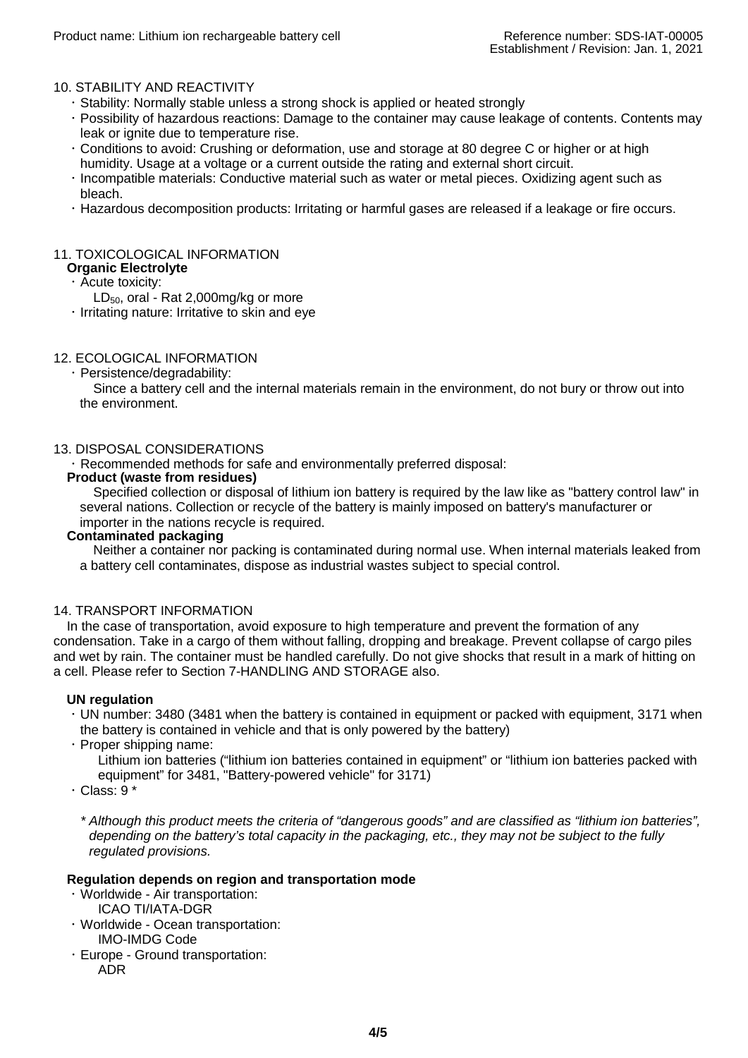## 10. STABILITY AND REACTIVITY

- Stability: Normally stable unless a strong shock is applied or heated strongly
- Possibility of hazardous reactions: Damage to the container may cause leakage of contents. Contents may leak or ignite due to temperature rise.
- Conditions to avoid: Crushing or deformation, use and storage at 80 degree C or higher or at high humidity. Usage at a voltage or a current outside the rating and external short circuit.
- Incompatible materials: Conductive material such as water or metal pieces. Oxidizing agent such as bleach.
- Hazardous decomposition products: Irritating or harmful gases are released if a leakage or fire occurs.

## 11. TOXICOLOGICAL INFORMATION

**Organic Electrolyte**

- Acute toxicity:
  $LD_{50}$, oral - Rat 2,000mg/kg or more
- Irritating nature: Irritative to skin and eye

## 12. ECOLOGICAL INFORMATION

- Persistence/degradability:
  Since a battery cell and the internal materials remain in the environment, do not bury or throw out into the environment.

## 13. DISPOSAL CONSIDERATIONS

- Recommended methods for safe and environmentally preferred disposal:

**Product (waste from residues)**

Specified collection or disposal of lithium ion battery is required by the law like as "battery control law" in several nations. Collection or recycle of the battery is mainly imposed on battery's manufacturer or importer in the nations recycle is required.

**Contaminated packaging**

Neither a container nor packing is contaminated during normal use. When internal materials leaked from a battery cell contaminates, dispose as industrial wastes subject to special control.

## 14. TRANSPORT INFORMATION

In the case of transportation, avoid exposure to high temperature and prevent the formation of any condensation. Take in a cargo of them without falling, dropping and breakage. Prevent collapse of cargo piles and wet by rain. The container must be handled carefully. Do not give shocks that result in a mark of hitting on a cell. Please refer to Section 7-HANDLING AND STORAGE also.

**UN regulation**

- UN number: 3480 (3481 when the battery is contained in equipment or packed with equipment, 3171 when the battery is contained in vehicle and that is only powered by the battery)
- Proper shipping name:
  Lithium ion batteries ("lithium ion batteries contained in equipment" or "lithium ion batteries packed with equipment" for 3481, "Battery-powered vehicle" for 3171)
- Class: 9 *

*\* Although this product meets the criteria of "dangerous goods" and are classified as "lithium ion batteries", depending on the battery's total capacity in the packaging, etc., they may not be subject to the fully regulated provisions.*

**Regulation depends on region and transportation mode**

- Worldwide - Air transportation:
  ICAO TI/IATA-DGR
- Worldwide - Ocean transportation:
  IMO-IMDG Code
- Europe - Ground transportation:
  ADR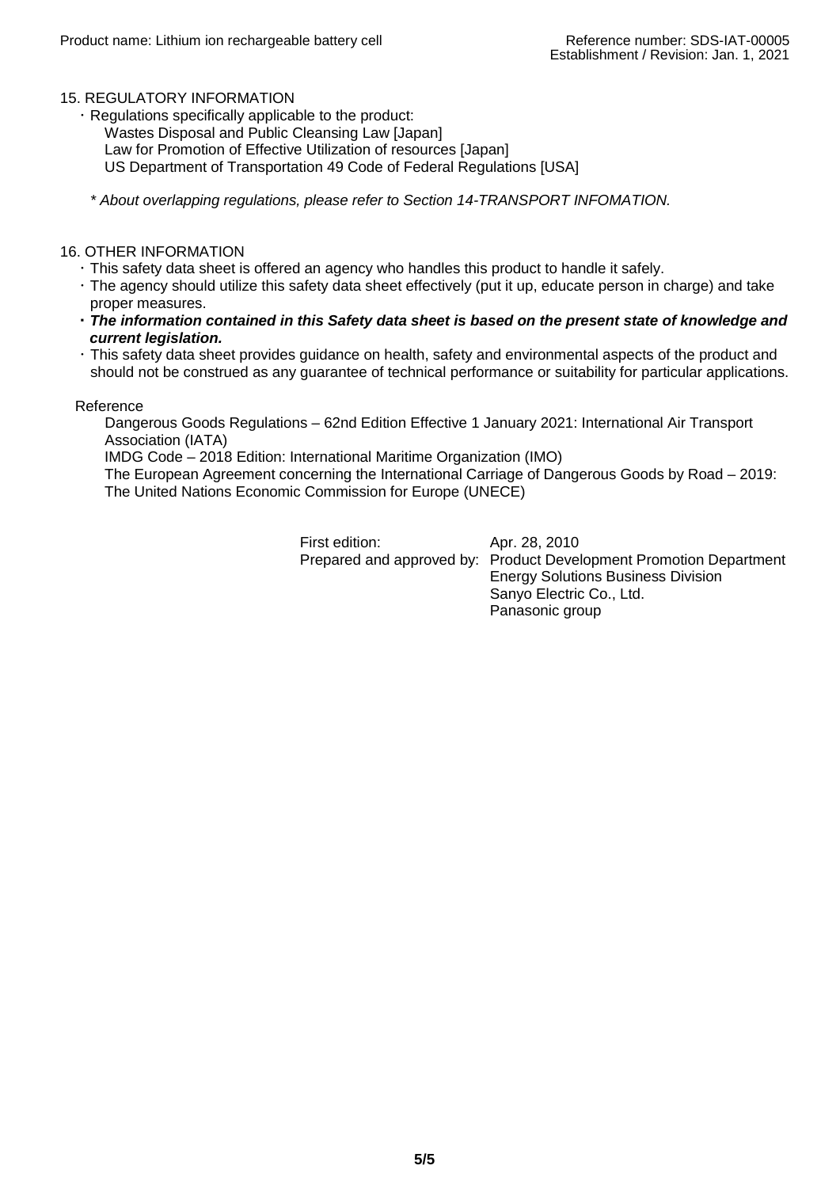## 15. REGULATORY INFORMATION

・Regulations specifically applicable to the product:
  Wastes Disposal and Public Cleansing Law [Japan]
  Law for Promotion of Effective Utilization of resources [Japan]
  US Department of Transportation 49 Code of Federal Regulations [USA]

*\* About overlapping regulations, please refer to Section 14-TRANSPORT INFOMATION.*

## 16. OTHER INFORMATION

・This safety data sheet is offered an agency who handles this product to handle it safely.
・The agency should utilize this safety data sheet effectively (put it up, educate person in charge) and take proper measures.
・***The information contained in this Safety data sheet is based on the present state of knowledge and current legislation.***
・This safety data sheet provides guidance on health, safety and environmental aspects of the product and should not be construed as any guarantee of technical performance or suitability for particular applications.

Reference

Dangerous Goods Regulations – 62nd Edition Effective 1 January 2021: International Air Transport Association (IATA)
IMDG Code – 2018 Edition: International Maritime Organization (IMO)
The European Agreement concerning the International Carriage of Dangerous Goods by Road – 2019: The United Nations Economic Commission for Europe (UNECE)

First edition: Apr. 28, 2010
Prepared and approved by: Product Development Promotion Department
Energy Solutions Business Division
Sanyo Electric Co., Ltd.
Panasonic group